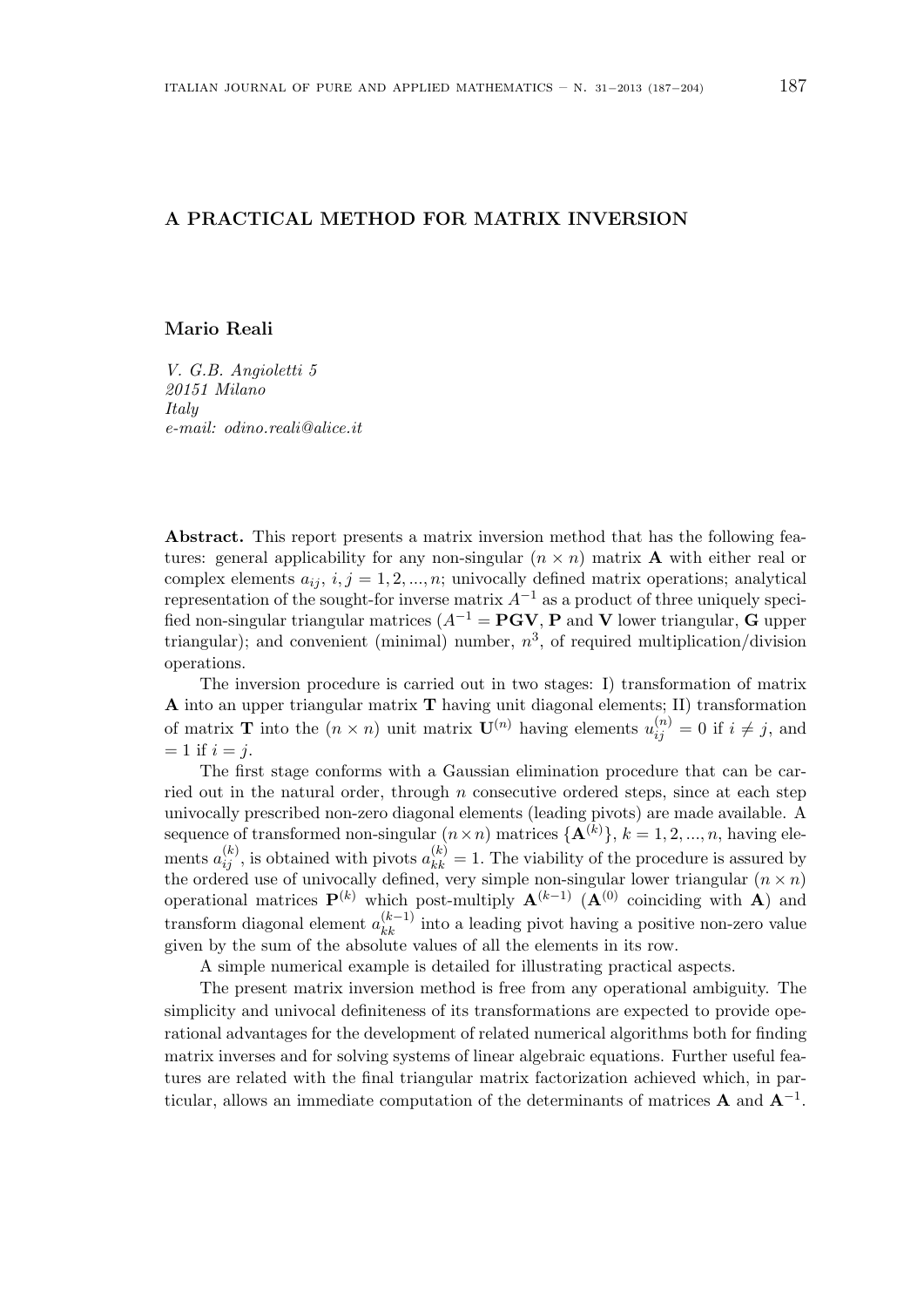# A PRACTICAL METHOD FOR MATRIX INVERSION

**Mario Reali**

*V. G.B. Angioletti 5*
*20151 Milano*
*Italy*
*e-mail: odino.reali@alice.it*

**Abstract.** This report presents a matrix inversion method that has the following features: general applicability for any non-singular $(n \times n)$ matrix $\mathbf{A}$ with either real or complex elements $a_{ij}$, $i, j = 1, 2, ..., n$; univocally defined matrix operations; analytical representation of the sought-for inverse matrix $A^{-1}$ as a product of three uniquely specified non-singular triangular matrices ($A^{-1} = \mathbf{PGV}$, $\mathbf{P}$ and $\mathbf{V}$ lower triangular, $\mathbf{G}$ upper triangular); and convenient (minimal) number, $n^3$, of required multiplication/division operations.

The inversion procedure is carried out in two stages: I) transformation of matrix $\mathbf{A}$ into an upper triangular matrix $\mathbf{T}$ having unit diagonal elements; II) transformation of matrix $\mathbf{T}$ into the $(n \times n)$ unit matrix $\mathbf{U}^{(n)}$ having elements $u_{ij}^{(n)} = 0$ if $i \neq j$, and $= 1$ if $i = j$.

The first stage conforms with a Gaussian elimination procedure that can be carried out in the natural order, through $n$ consecutive ordered steps, since at each step univocally prescribed non-zero diagonal elements (leading pivots) are made available. A sequence of transformed non-singular $(n \times n)$ matrices $\{\mathbf{A}^{(k)}\}$, $k = 1, 2, ..., n$, having elements $a_{ij}^{(k)}$, is obtained with pivots $a_{kk}^{(k)} = 1$. The viability of the procedure is assured by the ordered use of univocally defined, very simple non-singular lower triangular $(n \times n)$ operational matrices $\mathbf{P}^{(k)}$ which post-multiply $\mathbf{A}^{(k-1)}$ ($\mathbf{A}^{(0)}$ coinciding with $\mathbf{A}$) and transform diagonal element $a_{kk}^{(k-1)}$ into a leading pivot having a positive non-zero value given by the sum of the absolute values of all the elements in its row.

A simple numerical example is detailed for illustrating practical aspects.

The present matrix inversion method is free from any operational ambiguity. The simplicity and univocal definiteness of its transformations are expected to provide operational advantages for the development of related numerical algorithms both for finding matrix inverses and for solving systems of linear algebraic equations. Further useful features are related with the final triangular matrix factorization achieved which, in particular, allows an immediate computation of the determinants of matrices $\mathbf{A}$ and $\mathbf{A}^{-1}$.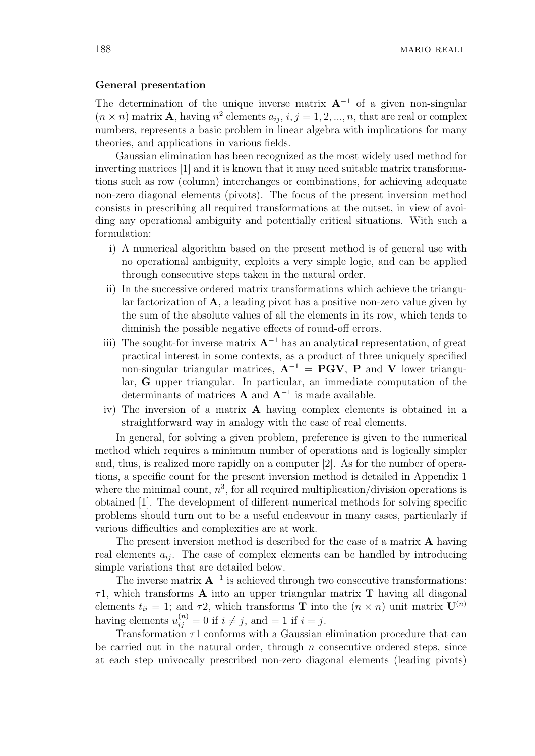### General presentation

The determination of the unique inverse matrix $\mathbf{A}^{-1}$ of a given non-singular $(n \times n)$ matrix $\mathbf{A}$, having $n^2$ elements $a_{ij}$, $i, j = 1, 2, ..., n$, that are real or complex numbers, represents a basic problem in linear algebra with implications for many theories, and applications in various fields.

Gaussian elimination has been recognized as the most widely used method for inverting matrices [1] and it is known that it may need suitable matrix transformations such as row (column) interchanges or combinations, for achieving adequate non-zero diagonal elements (pivots). The focus of the present inversion method consists in prescribing all required transformations at the outset, in view of avoiding any operational ambiguity and potentially critical situations. With such a formulation:

- i) A numerical algorithm based on the present method is of general use with no operational ambiguity, exploits a very simple logic, and can be applied through consecutive steps taken in the natural order.
- ii) In the successive ordered matrix transformations which achieve the triangular factorization of $\mathbf{A}$, a leading pivot has a positive non-zero value given by the sum of the absolute values of all the elements in its row, which tends to diminish the possible negative effects of round-off errors.
- iii) The sought-for inverse matrix $\mathbf{A}^{-1}$ has an analytical representation, of great practical interest in some contexts, as a product of three uniquely specified non-singular triangular matrices, $\mathbf{A}^{-1} = \mathbf{PGV}$, $\mathbf{P}$ and $\mathbf{V}$ lower triangular, $\mathbf{G}$ upper triangular. In particular, an immediate computation of the determinants of matrices $\mathbf{A}$ and $\mathbf{A}^{-1}$ is made available.
- iv) The inversion of a matrix $\mathbf{A}$ having complex elements is obtained in a straightforward way in analogy with the case of real elements.

In general, for solving a given problem, preference is given to the numerical method which requires a minimum number of operations and is logically simpler and, thus, is realized more rapidly on a computer [2]. As for the number of operations, a specific count for the present inversion method is detailed in Appendix 1 where the minimal count, $n^3$, for all required multiplication/division operations is obtained [1]. The development of different numerical methods for solving specific problems should turn out to be a useful endeavour in many cases, particularly if various difficulties and complexities are at work.

The present inversion method is described for the case of a matrix $\mathbf{A}$ having real elements $a_{ij}$. The case of complex elements can be handled by introducing simple variations that are detailed below.

The inverse matrix $\mathbf{A}^{-1}$ is achieved through two consecutive transformations: $\tau 1$, which transforms $\mathbf{A}$ into an upper triangular matrix $\mathbf{T}$ having all diagonal elements $t_{ii} = 1$; and $\tau 2$, which transforms $\mathbf{T}$ into the $(n \times n)$ unit matrix $\mathbf{U}^{(n)}$ having elements $u_{ij}^{(n)} = 0$ if $i \neq j$, and $= 1$ if $i = j$.

Transformation $\tau 1$ conforms with a Gaussian elimination procedure that can be carried out in the natural order, through $n$ consecutive ordered steps, since at each step univocally prescribed non-zero diagonal elements (leading pivots)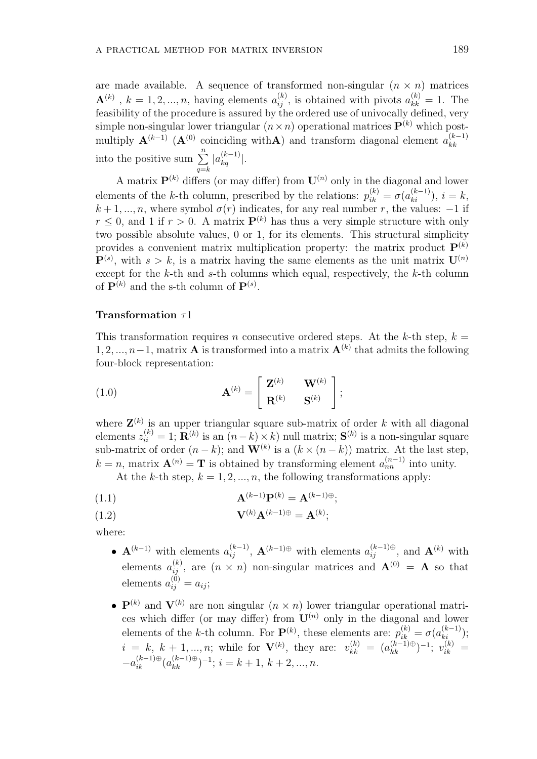are made available. A sequence of transformed non-singular $(n \times n)$ matrices $\mathbf{A}^{(k)}$ , $k = 1, 2, ..., n$, having elements $a_{ij}^{(k)}$, is obtained with pivots $a_{kk}^{(k)} = 1$. The feasibility of the procedure is assured by the ordered use of univocally defined, very simple non-singular lower triangular $(n \times n)$ operational matrices $\mathbf{P}^{(k)}$ which post-multiply $\mathbf{A}^{(k-1)}$ ($\mathbf{A}^{(0)}$ coinciding with$\mathbf{A}$) and transform diagonal element $a_{kk}^{(k-1)}$ into the positive sum $\sum_{q=k}^{n} |a_{kq}^{(k-1)}|$.

A matrix $\mathbf{P}^{(k)}$ differs (or may differ) from $\mathbf{U}^{(n)}$ only in the diagonal and lower elements of the $k$-th column, prescribed by the relations: $p_{ik}^{(k)} = \sigma(a_{ki}^{(k-1)})$, $i = k$, $k+1, ..., n$, where symbol $\sigma(r)$ indicates, for any real number $r$, the values: $-1$ if $r \leq 0$, and 1 if $r > 0$. A matrix $\mathbf{P}^{(k)}$ has thus a very simple structure with only two possible absolute values, 0 or 1, for its elements. This structural simplicity provides a convenient matrix multiplication property: the matrix product $\mathbf{P}^{(k)}$ $\mathbf{P}^{(s)}$, with $s > k$, is a matrix having the same elements as the unit matrix $\mathbf{U}^{(n)}$ except for the $k$-th and $s$-th columns which equal, respectively, the $k$-th column of $\mathbf{P}^{(k)}$ and the s-th column of $\mathbf{P}^{(s)}$.

**Transformation** $\tau 1$

This transformation requires $n$ consecutive ordered steps. At the $k$-th step, $k = 1, 2, ..., n-1$, matrix $\mathbf{A}$ is transformed into a matrix $\mathbf{A}^{(k)}$ that admits the following four-block representation:

$$\mathbf{A}^{(k)} = \begin{bmatrix} \mathbf{Z}^{(k)} & \mathbf{W}^{(k)} \\ \mathbf{R}^{(k)} & \mathbf{S}^{(k)} \end{bmatrix}; \tag{1.0}$$

where $\mathbf{Z}^{(k)}$ is an upper triangular square sub-matrix of order $k$ with all diagonal elements $z_{ii}^{(k)} = 1$; $\mathbf{R}^{(k)}$ is an $(n-k) \times k)$ null matrix; $\mathbf{S}^{(k)}$ is a non-singular square sub-matrix of order $(n-k)$; and $\mathbf{W}^{(k)}$ is a $(k \times (n-k))$ matrix. At the last step, $k = n$, matrix $\mathbf{A}^{(n)} = \mathbf{T}$ is obtained by transforming element $a_{nn}^{(n-1)}$ into unity.

At the $k$-th step, $k = 1, 2, ..., n$, the following transformations apply:

$$\mathbf{A}^{(k-1)}\mathbf{P}^{(k)} = \mathbf{A}^{(k-1)\oplus}; \tag{1.1}$$

$$\mathbf{V}^{(k)}\mathbf{A}^{(k-1)\oplus} = \mathbf{A}^{(k)}; \tag{1.2}$$

where:

- $\mathbf{A}^{(k-1)}$ with elements $a_{ij}^{(k-1)}$, $\mathbf{A}^{(k-1)\oplus}$ with elements $a_{ij}^{(k-1)\oplus}$, and $\mathbf{A}^{(k)}$ with elements $a_{ij}^{(k)}$, are $(n \times n)$ non-singular matrices and $\mathbf{A}^{(0)} = \mathbf{A}$ so that elements $a_{ij}^{(0)} = a_{ij}$;

- $\mathbf{P}^{(k)}$ and $\mathbf{V}^{(k)}$ are non singular $(n \times n)$ lower triangular operational matrices which differ (or may differ) from $\mathbf{U}^{(n)}$ only in the diagonal and lower elements of the $k$-th column. For $\mathbf{P}^{(k)}$, these elements are: $p_{ik}^{(k)} = \sigma(a_{ki}^{(k-1)})$; $i = k, k+1, ..., n$; while for $\mathbf{V}^{(k)}$, they are: $v_{kk}^{(k)} = (a_{kk}^{(k-1)\oplus})^{-1}$; $v_{ik}^{(k)} = -a_{ik}^{(k-1)\oplus}(a_{kk}^{(k-1)\oplus})^{-1}$; $i = k+1, k+2, ..., n$.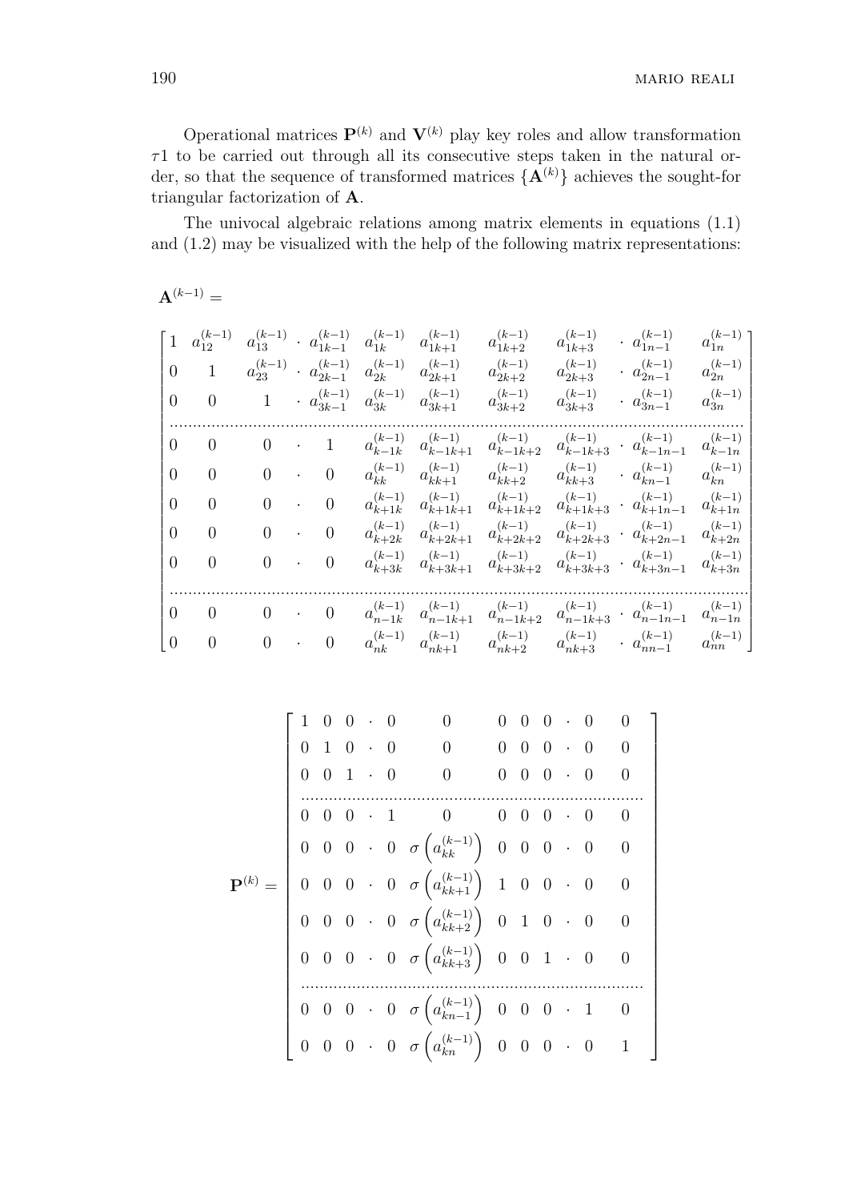Operational matrices $\mathbf{P}^{(k)}$ and $\mathbf{V}^{(k)}$ play key roles and allow transformation $\tau 1$ to be carried out through all its consecutive steps taken in the natural order, so that the sequence of transformed matrices $\{\mathbf{A}^{(k)}\}$ achieves the sought-for triangular factorization of $\mathbf{A}$.

The univocal algebraic relations among matrix elements in equations (1.1) and (1.2) may be visualized with the help of the following matrix representations:

$$
\mathbf{A}^{(k-1)} =
$$

$$
\begin{bmatrix}
1 & a_{12}^{(k-1)} & a_{13}^{(k-1)} & \cdot & a_{1k-1}^{(k-1)} & a_{1k}^{(k-1)} & a_{1k+1}^{(k-1)} & a_{1k+2}^{(k-1)} & a_{1k+3}^{(k-1)} & \cdot & a_{1n-1}^{(k-1)} & a_{1n}^{(k-1)} \\
0 & 1 & a_{23}^{(k-1)} & \cdot & a_{2k-1}^{(k-1)} & a_{2k}^{(k-1)} & a_{2k+1}^{(k-1)} & a_{2k+2}^{(k-1)} & a_{2k+3}^{(k-1)} & \cdot & a_{2n-1}^{(k-1)} & a_{2n}^{(k-1)} \\
0 & 0 & 1 & \cdot & a_{3k-1}^{(k-1)} & a_{3k}^{(k-1)} & a_{3k+1}^{(k-1)} & a_{3k+2}^{(k-1)} & a_{3k+3}^{(k-1)} & \cdot & a_{3n-1}^{(k-1)} & a_{3n}^{(k-1)} \\
\cdots & & & & & & & & & & & \cdots \\
0 & 0 & 0 & \cdot & 1 & a_{k-1k}^{(k-1)} & a_{k-1k+1}^{(k-1)} & a_{k-1k+2}^{(k-1)} & a_{k-1k+3}^{(k-1)} & \cdot & a_{k-1n-1}^{(k-1)} & a_{k-1n}^{(k-1)} \\
0 & 0 & 0 & \cdot & 0 & a_{kk}^{(k-1)} & a_{kk+1}^{(k-1)} & a_{kk+2}^{(k-1)} & a_{kk+3}^{(k-1)} & \cdot & a_{kn-1}^{(k-1)} & a_{kn}^{(k-1)} \\
0 & 0 & 0 & \cdot & 0 & a_{k+1k}^{(k-1)} & a_{k+1k+1}^{(k-1)} & a_{k+1k+2}^{(k-1)} & a_{k+1k+3}^{(k-1)} & \cdot & a_{k+1n-1}^{(k-1)} & a_{k+1n}^{(k-1)} \\
0 & 0 & 0 & \cdot & 0 & a_{k+2k}^{(k-1)} & a_{k+2k+1}^{(k-1)} & a_{k+2k+2}^{(k-1)} & a_{k+2k+3}^{(k-1)} & \cdot & a_{k+2n-1}^{(k-1)} & a_{k+2n}^{(k-1)} \\
0 & 0 & 0 & \cdot & 0 & a_{k+3k}^{(k-1)} & a_{k+3k+1}^{(k-1)} & a_{k+3k+2}^{(k-1)} & a_{k+3k+3}^{(k-1)} & \cdot & a_{k+3n-1}^{(k-1)} & a_{k+3n}^{(k-1)} \\
\cdots & & & & & & & & & & & \cdots \\
0 & 0 & 0 & \cdot & 0 & a_{n-1k}^{(k-1)} & a_{n-1k+1}^{(k-1)} & a_{n-1k+2}^{(k-1)} & a_{n-1k+3}^{(k-1)} & \cdot & a_{n-1n-1}^{(k-1)} & a_{n-1n}^{(k-1)} \\
0 & 0 & 0 & \cdot & 0 & a_{nk}^{(k-1)} & a_{nk+1}^{(k-1)} & a_{nk+2}^{(k-1)} & a_{nk+3}^{(k-1)} & \cdot & a_{nn-1}^{(k-1)} & a_{nn}^{(k-1)}
\end{bmatrix}
$$

$$
\mathbf{P}^{(k)} =
\begin{bmatrix}
1 & 0 & 0 & \cdot & 0 & 0 & 0 & 0 & 0 & \cdot & 0 & 0 \\
0 & 1 & 0 & \cdot & 0 & 0 & 0 & 0 & 0 & \cdot & 0 & 0 \\
0 & 0 & 1 & \cdot & 0 & 0 & 0 & 0 & 0 & \cdot & 0 & 0 \\
\cdots & & & & & & & & & & & \cdots \\
0 & 0 & 0 & \cdot & 1 & 0 & 0 & 0 & 0 & \cdot & 0 & 0 \\
0 & 0 & 0 & \cdot & 0 & \sigma\left(a_{kk}^{(k-1)}\right) & 0 & 0 & 0 & \cdot & 0 & 0 \\
0 & 0 & 0 & \cdot & 0 & \sigma\left(a_{kk+1}^{(k-1)}\right) & 1 & 0 & 0 & \cdot & 0 & 0 \\
0 & 0 & 0 & \cdot & 0 & \sigma\left(a_{kk+2}^{(k-1)}\right) & 0 & 1 & 0 & \cdot & 0 & 0 \\
0 & 0 & 0 & \cdot & 0 & \sigma\left(a_{kk+3}^{(k-1)}\right) & 0 & 0 & 1 & \cdot & 0 & 0 \\
\cdots & & & & & & & & & & & \cdots \\
0 & 0 & 0 & \cdot & 0 & \sigma\left(a_{kn-1}^{(k-1)}\right) & 0 & 0 & 0 & \cdot & 1 & 0 \\
0 & 0 & 0 & \cdot & 0 & \sigma\left(a_{kn}^{(k-1)}\right) & 0 & 0 & 0 & \cdot & 0 & 1
\end{bmatrix}
$$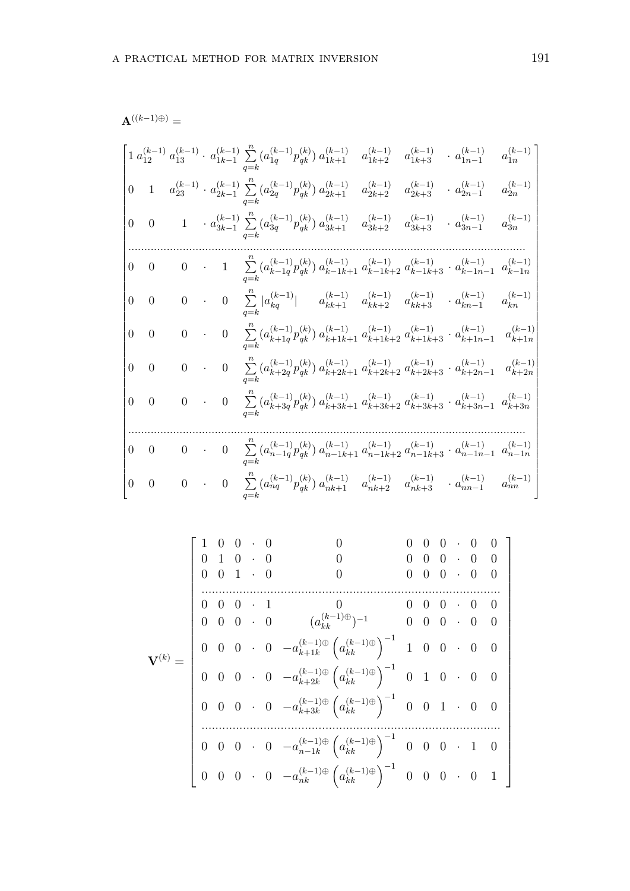$\mathbf{A}^{((k-1)\oplus)} =$

$$
\left[\begin{array}{cccccccccccc}
1 & a_{12}^{(k-1)} & a_{13}^{(k-1)} & \cdot & a_{1k-1}^{(k-1)} & \sum\limits_{q=k}^{n}(a_{1q}^{(k-1)}p_{qk}^{(k)}) & a_{1k+1}^{(k-1)} & a_{1k+2}^{(k-1)} & a_{1k+3}^{(k-1)} & \cdot & a_{1n-1}^{(k-1)} & a_{1n}^{(k-1)} \\
0 & 1 & a_{23}^{(k-1)} & \cdot & a_{2k-1}^{(k-1)} & \sum\limits_{q=k}^{n}(a_{2q}^{(k-1)}p_{qk}^{(k)}) & a_{2k+1}^{(k-1)} & a_{2k+2}^{(k-1)} & a_{2k+3}^{(k-1)} & \cdot & a_{2n-1}^{(k-1)} & a_{2n}^{(k-1)} \\
0 & 0 & 1 & \cdot & a_{3k-1}^{(k-1)} & \sum\limits_{q=k}^{n}(a_{3q}^{(k-1)}p_{qk}^{(k)}) & a_{3k+1}^{(k-1)} & a_{3k+2}^{(k-1)} & a_{3k+3}^{(k-1)} & \cdot & a_{3n-1}^{(k-1)} & a_{3n}^{(k-1)} \\
\cdots & & & & & & & & & & & \cdots \\
0 & 0 & 0 & \cdot & 1 & \sum\limits_{q=k}^{n}(a_{k-1q}^{(k-1)}p_{qk}^{(k)}) & a_{k-1k+1}^{(k-1)} & a_{k-1k+2}^{(k-1)} & a_{k-1k+3}^{(k-1)} & \cdot & a_{k-1n-1}^{(k-1)} & a_{k-1n}^{(k-1)} \\
0 & 0 & 0 & \cdot & 0 & \sum\limits_{q=k}^{n}|a_{kq}^{(k-1)}| & a_{kk+1}^{(k-1)} & a_{kk+2}^{(k-1)} & a_{kk+3}^{(k-1)} & \cdot & a_{kn-1}^{(k-1)} & a_{kn}^{(k-1)} \\
0 & 0 & 0 & \cdot & 0 & \sum\limits_{q=k}^{n}(a_{k+1q}^{(k-1)}p_{qk}^{(k)}) & a_{k+1k+1}^{(k-1)} & a_{k+1k+2}^{(k-1)} & a_{k+1k+3}^{(k-1)} & \cdot & a_{k+1n-1}^{(k-1)} & a_{k+1n}^{(k-1)} \\
0 & 0 & 0 & \cdot & 0 & \sum\limits_{q=k}^{n}(a_{k+2q}^{(k-1)}p_{qk}^{(k)}) & a_{k+2k+1}^{(k-1)} & a_{k+2k+2}^{(k-1)} & a_{k+2k+3}^{(k-1)} & \cdot & a_{k+2n-1}^{(k-1)} & a_{k+2n}^{(k-1)} \\
0 & 0 & 0 & \cdot & 0 & \sum\limits_{q=k}^{n}(a_{k+3q}^{(k-1)}p_{qk}^{(k)}) & a_{k+3k+1}^{(k-1)} & a_{k+3k+2}^{(k-1)} & a_{k+3k+3}^{(k-1)} & \cdot & a_{k+3n-1}^{(k-1)} & a_{k+3n}^{(k-1)} \\
\cdots & & & & & & & & & & & \cdots \\
0 & 0 & 0 & \cdot & 0 & \sum\limits_{q=k}^{n}(a_{n-1q}^{(k-1)}p_{qk}^{(k)}) & a_{n-1k+1}^{(k-1)} & a_{n-1k+2}^{(k-1)} & a_{n-1k+3}^{(k-1)} & \cdot & a_{n-1n-1}^{(k-1)} & a_{n-1n}^{(k-1)} \\
0 & 0 & 0 & \cdot & 0 & \sum\limits_{q=k}^{n}(a_{nq}^{(k-1)}p_{qk}^{(k)}) & a_{nk+1}^{(k-1)} & a_{nk+2}^{(k-1)} & a_{nk+3}^{(k-1)} & \cdot & a_{nn-1}^{(k-1)} & a_{nn}^{(k-1)}
\end{array}\right]
$$

$$
\mathbf{V}^{(k)} = \left[\begin{array}{cccccccccccc}
1 & 0 & 0 & \cdot & 0 & 0 & 0 & 0 & 0 & \cdot & 0 & 0 \\
0 & 1 & 0 & \cdot & 0 & 0 & 0 & 0 & 0 & \cdot & 0 & 0 \\
0 & 0 & 1 & \cdot & 0 & 0 & 0 & 0 & 0 & \cdot & 0 & 0 \\
\cdots & & & & & & & & & & & \cdots \\
0 & 0 & 0 & \cdot & 1 & 0 & 0 & 0 & 0 & \cdot & 0 & 0 \\
0 & 0 & 0 & \cdot & 0 & (a_{kk}^{(k-1)\oplus})^{-1} & 0 & 0 & 0 & \cdot & 0 & 0 \\
0 & 0 & 0 & \cdot & 0 & -a_{k+1k}^{(k-1)\oplus}\left(a_{kk}^{(k-1)\oplus}\right)^{-1} & 1 & 0 & 0 & \cdot & 0 & 0 \\
0 & 0 & 0 & \cdot & 0 & -a_{k+2k}^{(k-1)\oplus}\left(a_{kk}^{(k-1)\oplus}\right)^{-1} & 0 & 1 & 0 & \cdot & 0 & 0 \\
0 & 0 & 0 & \cdot & 0 & -a_{k+3k}^{(k-1)\oplus}\left(a_{kk}^{(k-1)\oplus}\right)^{-1} & 0 & 0 & 1 & \cdot & 0 & 0 \\
\cdots & & & & & & & & & & & \cdots \\
0 & 0 & 0 & \cdot & 0 & -a_{n-1k}^{(k-1)\oplus}\left(a_{kk}^{(k-1)\oplus}\right)^{-1} & 0 & 0 & 0 & \cdot & 1 & 0 \\
0 & 0 & 0 & \cdot & 0 & -a_{nk}^{(k-1)\oplus}\left(a_{kk}^{(k-1)\oplus}\right)^{-1} & 0 & 0 & 0 & \cdot & 0 & 1
\end{array}\right]
$$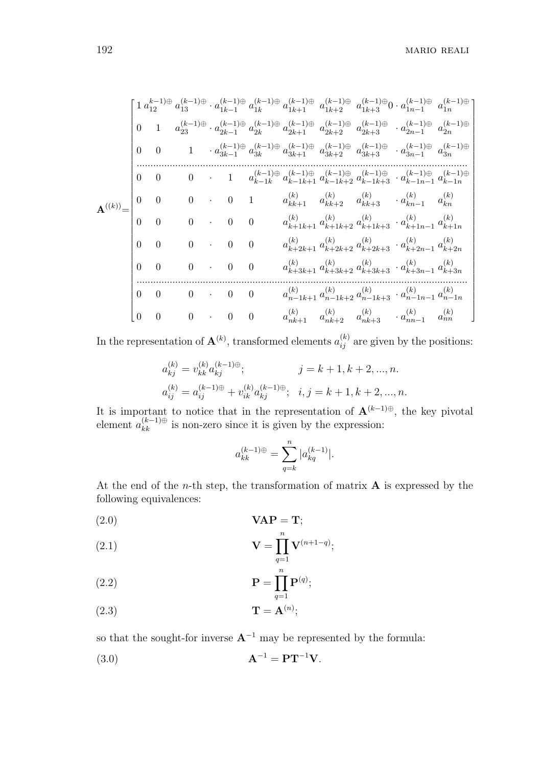$$
\mathbf{A}^{((k))}=\begin{bmatrix}
1 & a_{12}^{k-1)\oplus} & a_{13}^{(k-1)\oplus} & \cdot & a_{1k-1}^{(k-1)\oplus} & a_{1k}^{(k-1)\oplus} & a_{1k+1}^{(k-1)\oplus} & a_{1k+2}^{(k-1)\oplus} & a_{1k+3}^{(k-1)\oplus} 0 & \cdot & a_{1n-1}^{(k-1)\oplus} & a_{1n}^{(k-1)\oplus} \\
0 & 1 & a_{23}^{(k-1)\oplus} & \cdot & a_{2k-1}^{(k-1)\oplus} & a_{2k}^{(k-1)\oplus} & a_{2k+1}^{(k-1)\oplus} & a_{2k+2}^{(k-1)\oplus} & a_{2k+3}^{(k-1)\oplus} & \cdot & a_{2n-1}^{(k-1)\oplus} & a_{2n}^{(k-1)\oplus} \\
0 & 0 & 1 & \cdot & a_{3k-1}^{(k-1)\oplus} & a_{3k}^{(k-1)\oplus} & a_{3k+1}^{(k-1)\oplus} & a_{3k+2}^{(k-1)\oplus} & a_{3k+3}^{(k-1)\oplus} & \cdot & a_{3n-1}^{(k-1)\oplus} & a_{3n}^{(k-1)\oplus} \\
\cdots & & & & & & & & & & & \\
0 & 0 & 0 & \cdot & 1 & a_{k-1k}^{(k-1)\oplus} & a_{k-1k+1}^{(k-1)\oplus} & a_{k-1k+2}^{(k-1)\oplus} & a_{k-1k+3}^{(k-1)\oplus} & \cdot & a_{k-1n-1}^{(k-1)\oplus} & a_{k-1n}^{(k-1)\oplus} \\
0 & 0 & 0 & \cdot & 0 & 1 & a_{kk+1}^{(k)} & a_{kk+2}^{(k)} & a_{kk+3}^{(k)} & \cdot & a_{kn-1}^{(k)} & a_{kn}^{(k)} \\
0 & 0 & 0 & \cdot & 0 & 0 & a_{k+1k+1}^{(k)} & a_{k+1k+2}^{(k)} & a_{k+1k+3}^{(k)} & \cdot & a_{k+1n-1}^{(k)} & a_{k+1n}^{(k)} \\
0 & 0 & 0 & \cdot & 0 & 0 & a_{k+2k+1}^{(k)} & a_{k+2k+2}^{(k)} & a_{k+2k+3}^{(k)} & \cdot & a_{k+2n-1}^{(k)} & a_{k+2n}^{(k)} \\
0 & 0 & 0 & \cdot & 0 & 0 & a_{k+3k+1}^{(k)} & a_{k+3k+2}^{(k)} & a_{k+3k+3}^{(k)} & \cdot & a_{k+3n-1}^{(k)} & a_{k+3n}^{(k)} \\
\cdots & & & & & & & & & & & \\
0 & 0 & 0 & \cdot & 0 & 0 & a_{n-1k+1}^{(k)} & a_{n-1k+2}^{(k)} & a_{n-1k+3}^{(k)} & \cdot & a_{n-1n-1}^{(k)} & a_{n-1n}^{(k)} \\
0 & 0 & 0 & \cdot & 0 & 0 & a_{nk+1}^{(k)} & a_{nk+2}^{(k)} & a_{nk+3}^{(k)} & \cdot & a_{nn-1}^{(k)} & a_{nn}^{(k)}
\end{bmatrix}
$$

In the representation of $\mathbf{A}^{(k)}$, transformed elements $a_{ij}^{(k)}$ are given by the positions:

$$
a_{kj}^{(k)} = v_{kk}^{(k)} a_{kj}^{(k-1)\oplus}; \qquad j = k+1, k+2, ..., n.
$$

$$
a_{ij}^{(k)} = a_{ij}^{(k-1)\oplus} + v_{ik}^{(k)} a_{kj}^{(k-1)\oplus}; \quad i, j = k+1, k+2, ..., n.
$$

It is important to notice that in the representation of $\mathbf{A}^{(k-1)\oplus}$, the key pivotal element $a_{kk}^{(k-1)\oplus}$ is non-zero since it is given by the expression:

$$
a_{kk}^{(k-1)\oplus} = \sum_{q=k}^{n} |a_{kq}^{(k-1)}|.
$$

At the end of the $n$-th step, the transformation of matrix $\mathbf{A}$ is expressed by the following equivalences:

$$
\mathbf{VAP} = \mathbf{T}; \tag{2.0}
$$

$$
\mathbf{V} = \prod_{q=1}^{n} \mathbf{V}^{(n+1-q)}; \tag{2.1}
$$

$$
\mathbf{P} = \prod_{q=1}^{n} \mathbf{P}^{(q)}; \tag{2.2}
$$

$$
\mathbf{T} = \mathbf{A}^{(n)}; \tag{2.3}
$$

so that the sought-for inverse $\mathbf{A}^{-1}$ may be represented by the formula:

$$
\mathbf{A}^{-1} = \mathbf{P}\mathbf{T}^{-1}\mathbf{V}. \tag{3.0}
$$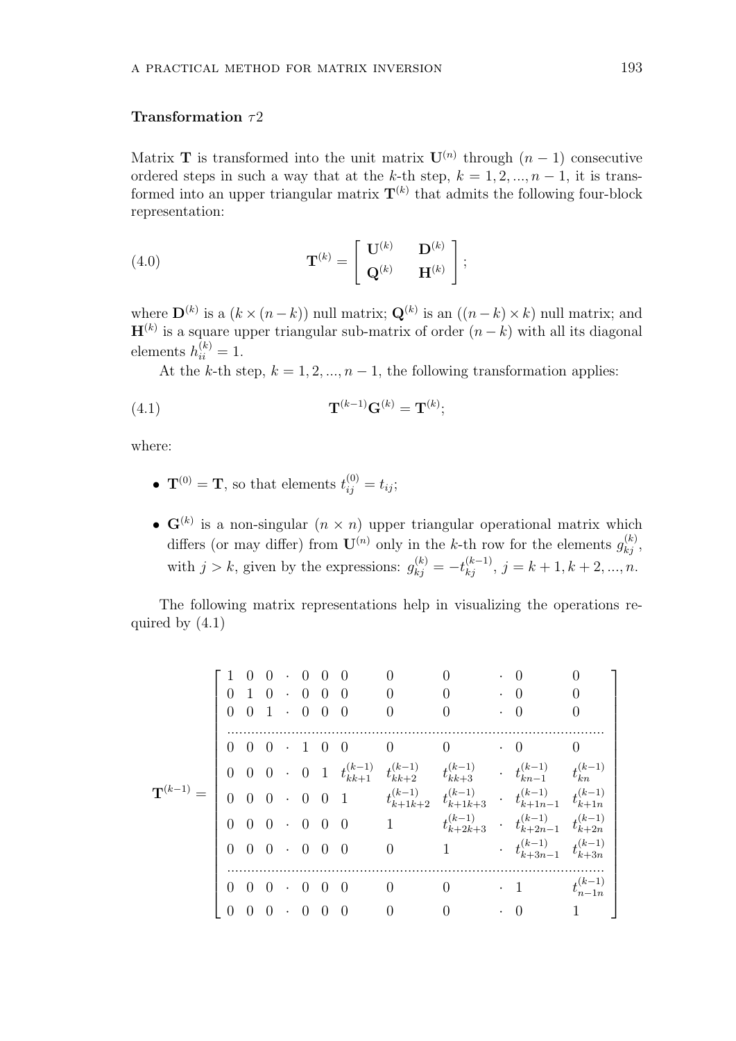**Transformation $\tau 2$**

Matrix $\mathbf{T}$ is transformed into the unit matrix $\mathbf{U}^{(n)}$ through $(n-1)$ consecutive ordered steps in such a way that at the $k$-th step, $k = 1, 2, ..., n-1$, it is transformed into an upper triangular matrix $\mathbf{T}^{(k)}$ that admits the following four-block representation:

$$\mathbf{T}^{(k)} = \begin{bmatrix} \mathbf{U}^{(k)} & \mathbf{D}^{(k)} \\ \mathbf{Q}^{(k)} & \mathbf{H}^{(k)} \end{bmatrix}; \tag{4.0}$$

where $\mathbf{D}^{(k)}$ is a $(k \times (n-k))$ null matrix; $\mathbf{Q}^{(k)}$ is an $((n-k) \times k)$ null matrix; and $\mathbf{H}^{(k)}$ is a square upper triangular sub-matrix of order $(n-k)$ with all its diagonal elements $h_{ii}^{(k)} = 1$.

At the $k$-th step, $k = 1, 2, ..., n-1$, the following transformation applies:

$$\mathbf{T}^{(k-1)}\mathbf{G}^{(k)} = \mathbf{T}^{(k)}; \tag{4.1}$$

where:

- $\mathbf{T}^{(0)} = \mathbf{T}$, so that elements $t_{ij}^{(0)} = t_{ij}$;
- $\mathbf{G}^{(k)}$ is a non-singular $(n \times n)$ upper triangular operational matrix which differs (or may differ) from $\mathbf{U}^{(n)}$ only in the $k$-th row for the elements $g_{kj}^{(k)}$, with $j > k$, given by the expressions: $g_{kj}^{(k)} = -t_{kj}^{(k-1)}$, $j = k+1, k+2, ..., n$.

The following matrix representations help in visualizing the operations required by (4.1)

$$\mathbf{T}^{(k-1)} = \left[\begin{array}{ccccccccccc}
1 & 0 & 0 & \cdot & 0 & 0 & 0 & 0 & 0 & \cdot\ 0 & 0 \\
0 & 1 & 0 & \cdot & 0 & 0 & 0 & 0 & 0 & \cdot\ 0 & 0 \\
0 & 0 & 1 & \cdot & 0 & 0 & 0 & 0 & 0 & \cdot\ 0 & 0 \\
\hline
0 & 0 & 0 & \cdot & 1 & 0 & 0 & 0 & 0 & \cdot\ 0 & 0 \\
0 & 0 & 0 & \cdot & 0 & 1 & t_{kk+1}^{(k-1)} & t_{kk+2}^{(k-1)} & t_{kk+3}^{(k-1)} & \cdot\ t_{kn-1}^{(k-1)} & t_{kn}^{(k-1)} \\
0 & 0 & 0 & \cdot & 0 & 0 & 1 & t_{k+1k+2}^{(k-1)} & t_{k+1k+3}^{(k-1)} & \cdot\ t_{k+1n-1}^{(k-1)} & t_{k+1n}^{(k-1)} \\
0 & 0 & 0 & \cdot & 0 & 0 & 0 & 1 & t_{k+2k+3}^{(k-1)} & \cdot\ t_{k+2n-1}^{(k-1)} & t_{k+2n}^{(k-1)} \\
0 & 0 & 0 & \cdot & 0 & 0 & 0 & 0 & 1 & \cdot\ t_{k+3n-1}^{(k-1)} & t_{k+3n}^{(k-1)} \\
\hline
0 & 0 & 0 & \cdot & 0 & 0 & 0 & 0 & 0 & \cdot\ 1 & t_{n-1n}^{(k-1)} \\
0 & 0 & 0 & \cdot & 0 & 0 & 0 & 0 & 0 & \cdot\ 0 & 1
\end{array}\right]$$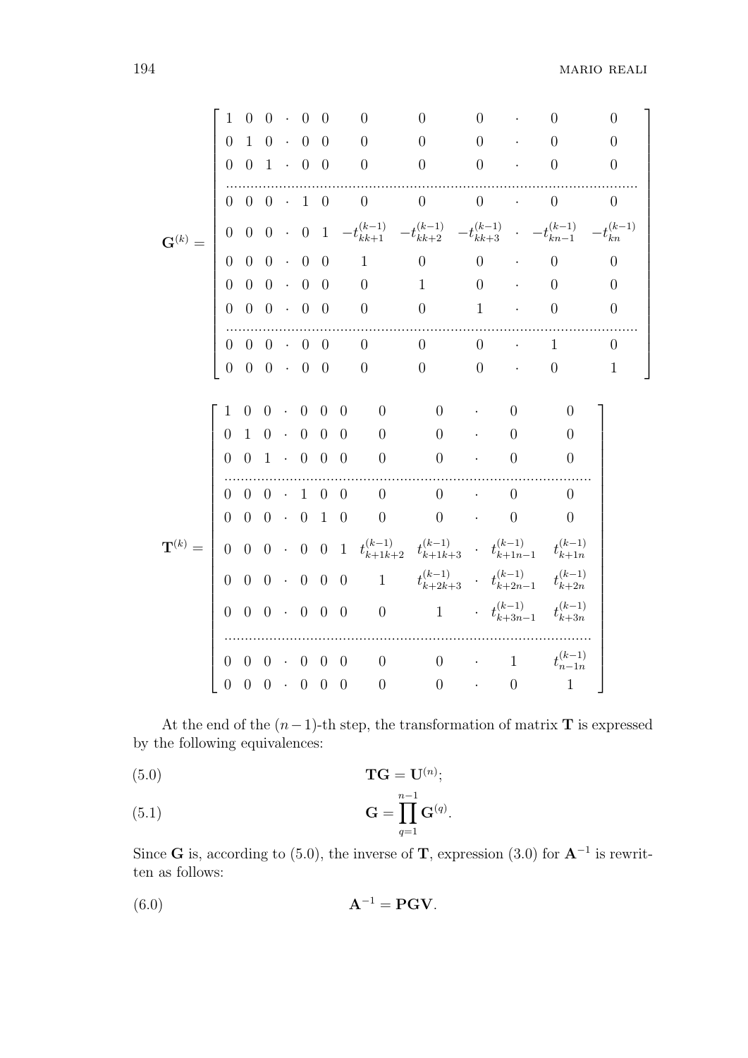$$
\mathbf{G}^{(k)} = \begin{bmatrix}
1 & 0 & 0 & \cdot & 0 & 0 & 0 & 0 & 0 & \cdot & 0 & 0 \\
0 & 1 & 0 & \cdot & 0 & 0 & 0 & 0 & 0 & \cdot & 0 & 0 \\
0 & 0 & 1 & \cdot & 0 & 0 & 0 & 0 & 0 & \cdot & 0 & 0 \\
\multicolumn{12}{c}{\dotfill} \\
0 & 0 & 0 & \cdot & 1 & 0 & 0 & 0 & 0 & \cdot & 0 & 0 \\
0 & 0 & 0 & \cdot & 0 & 1 & -t_{kk+1}^{(k-1)} & -t_{kk+2}^{(k-1)} & -t_{kk+3}^{(k-1)} & \cdot & -t_{kn-1}^{(k-1)} & -t_{kn}^{(k-1)} \\
0 & 0 & 0 & \cdot & 0 & 0 & 1 & 0 & 0 & \cdot & 0 & 0 \\
0 & 0 & 0 & \cdot & 0 & 0 & 0 & 1 & 0 & \cdot & 0 & 0 \\
0 & 0 & 0 & \cdot & 0 & 0 & 0 & 0 & 1 & \cdot & 0 & 0 \\
\multicolumn{12}{c}{\dotfill} \\
0 & 0 & 0 & \cdot & 0 & 0 & 0 & 0 & 0 & \cdot & 1 & 0 \\
0 & 0 & 0 & \cdot & 0 & 0 & 0 & 0 & 0 & \cdot & 0 & 1
\end{bmatrix}
$$

$$
\mathbf{T}^{(k)} = \begin{bmatrix}
1 & 0 & 0 & \cdot & 0 & 0 & 0 & 0 & 0 & \cdot & 0 & 0 \\
0 & 1 & 0 & \cdot & 0 & 0 & 0 & 0 & 0 & \cdot & 0 & 0 \\
0 & 0 & 1 & \cdot & 0 & 0 & 0 & 0 & 0 & \cdot & 0 & 0 \\
\multicolumn{12}{c}{\dotfill} \\
0 & 0 & 0 & \cdot & 1 & 0 & 0 & 0 & 0 & \cdot & 0 & 0 \\
0 & 0 & 0 & \cdot & 0 & 1 & 0 & 0 & 0 & \cdot & 0 & 0 \\
0 & 0 & 0 & \cdot & 0 & 0 & 1 & t_{k+1k+2}^{(k-1)} & t_{k+1k+3}^{(k-1)} & \cdot & t_{k+1n-1}^{(k-1)} & t_{k+1n}^{(k-1)} \\
0 & 0 & 0 & \cdot & 0 & 0 & 0 & 1 & t_{k+2k+3}^{(k-1)} & \cdot & t_{k+2n-1}^{(k-1)} & t_{k+2n}^{(k-1)} \\
0 & 0 & 0 & \cdot & 0 & 0 & 0 & 0 & 1 & \cdot & t_{k+3n-1}^{(k-1)} & t_{k+3n}^{(k-1)} \\
\multicolumn{12}{c}{\dotfill} \\
0 & 0 & 0 & \cdot & 0 & 0 & 0 & 0 & 0 & \cdot & 1 & t_{n-1n}^{(k-1)} \\
0 & 0 & 0 & \cdot & 0 & 0 & 0 & 0 & 0 & \cdot & 0 & 1
\end{bmatrix}
$$

At the end of the $(n-1)$-th step, the transformation of matrix $\mathbf{T}$ is expressed by the following equivalences:

$$
\mathbf{TG} = \mathbf{U}^{(n)}; \tag{5.0}
$$

$$
\mathbf{G} = \prod_{q=1}^{n-1} \mathbf{G}^{(q)}. \tag{5.1}
$$

Since $\mathbf{G}$ is, according to (5.0), the inverse of $\mathbf{T}$, expression (3.0) for $\mathbf{A}^{-1}$ is rewritten as follows:

$$
\mathbf{A}^{-1} = \mathbf{PGV}. \tag{6.0}
$$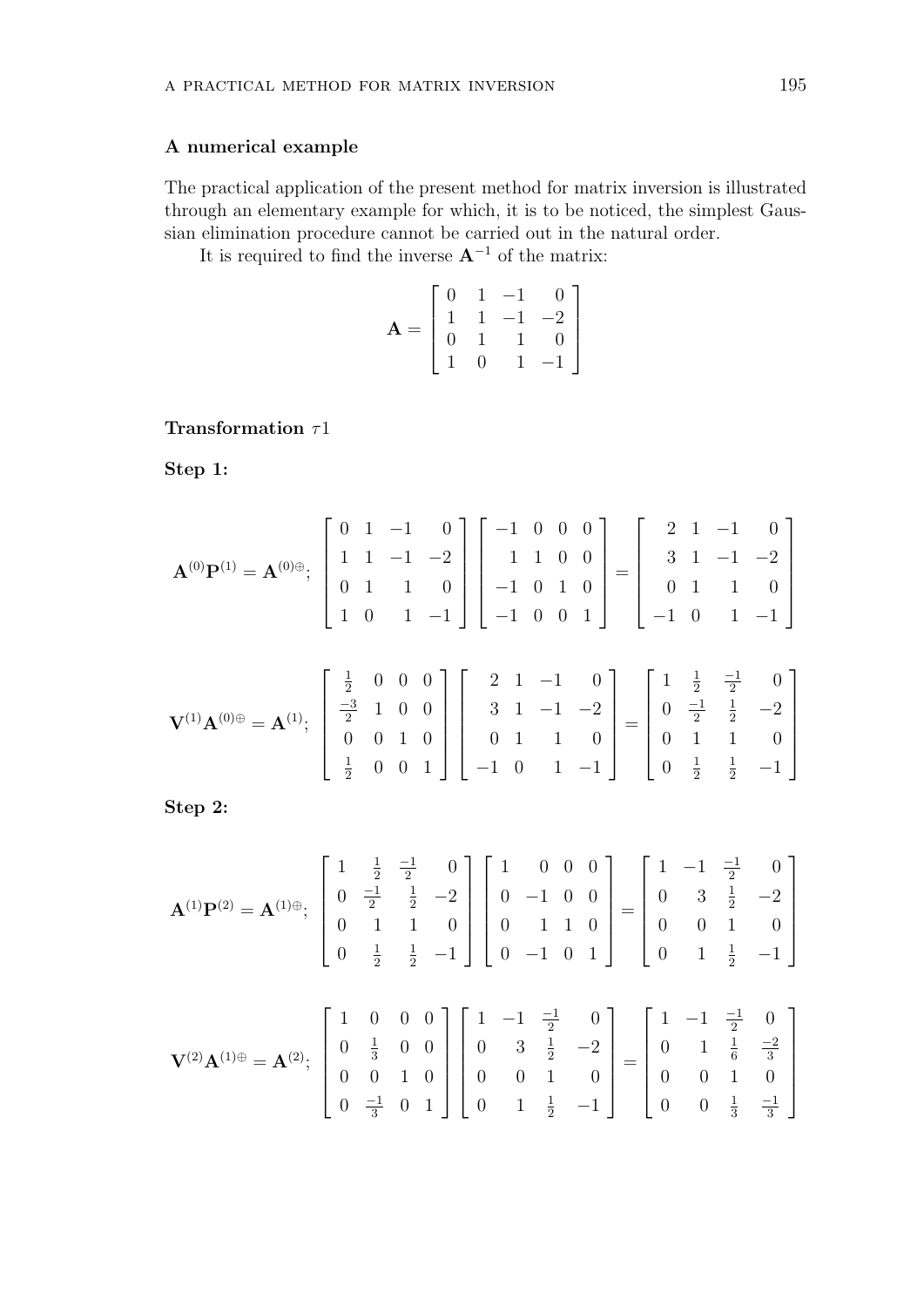### A numerical example

The practical application of the present method for matrix inversion is illustrated through an elementary example for which, it is to be noticed, the simplest Gaussian elimination procedure cannot be carried out in the natural order.

It is required to find the inverse $\mathbf{A}^{-1}$ of the matrix:

$$\mathbf{A} = \begin{bmatrix} 0 & 1 & -1 & 0 \\ 1 & 1 & -1 & -2 \\ 0 & 1 & 1 & 0 \\ 1 & 0 & 1 & -1 \end{bmatrix}$$

**Transformation** $\tau 1$

**Step 1:**

$$\mathbf{A}^{(0)}\mathbf{P}^{(1)} = \mathbf{A}^{(0)\oplus}; \quad \begin{bmatrix} 0 & 1 & -1 & 0 \\ 1 & 1 & -1 & -2 \\ 0 & 1 & 1 & 0 \\ 1 & 0 & 1 & -1 \end{bmatrix} \begin{bmatrix} -1 & 0 & 0 & 0 \\ 1 & 1 & 0 & 0 \\ -1 & 0 & 1 & 0 \\ -1 & 0 & 0 & 1 \end{bmatrix} = \begin{bmatrix} 2 & 1 & -1 & 0 \\ 3 & 1 & -1 & -2 \\ 0 & 1 & 1 & 0 \\ -1 & 0 & 1 & -1 \end{bmatrix}$$

$$\mathbf{V}^{(1)}\mathbf{A}^{(0)\oplus} = \mathbf{A}^{(1)}; \quad \begin{bmatrix} \frac{1}{2} & 0 & 0 & 0 \\ \frac{-3}{2} & 1 & 0 & 0 \\ 0 & 0 & 1 & 0 \\ \frac{1}{2} & 0 & 0 & 1 \end{bmatrix} \begin{bmatrix} 2 & 1 & -1 & 0 \\ 3 & 1 & -1 & -2 \\ 0 & 1 & 1 & 0 \\ -1 & 0 & 1 & -1 \end{bmatrix} = \begin{bmatrix} 1 & \frac{1}{2} & \frac{-1}{2} & 0 \\ 0 & \frac{-1}{2} & \frac{1}{2} & -2 \\ 0 & 1 & 1 & 0 \\ 0 & \frac{1}{2} & \frac{1}{2} & -1 \end{bmatrix}$$

**Step 2:**

$$\mathbf{A}^{(1)}\mathbf{P}^{(2)} = \mathbf{A}^{(1)\oplus}; \quad \begin{bmatrix} 1 & \frac{1}{2} & \frac{-1}{2} & 0 \\ 0 & \frac{-1}{2} & \frac{1}{2} & -2 \\ 0 & 1 & 1 & 0 \\ 0 & \frac{1}{2} & \frac{1}{2} & -1 \end{bmatrix} \begin{bmatrix} 1 & 0 & 0 & 0 \\ 0 & -1 & 0 & 0 \\ 0 & 1 & 1 & 0 \\ 0 & -1 & 0 & 1 \end{bmatrix} = \begin{bmatrix} 1 & -1 & \frac{-1}{2} & 0 \\ 0 & 3 & \frac{1}{2} & -2 \\ 0 & 0 & 1 & 0 \\ 0 & 1 & \frac{1}{2} & -1 \end{bmatrix}$$

$$\mathbf{V}^{(2)}\mathbf{A}^{(1)\oplus} = \mathbf{A}^{(2)}; \quad \begin{bmatrix} 1 & 0 & 0 & 0 \\ 0 & \frac{1}{3} & 0 & 0 \\ 0 & 0 & 1 & 0 \\ 0 & \frac{-1}{3} & 0 & 1 \end{bmatrix} \begin{bmatrix} 1 & -1 & \frac{-1}{2} & 0 \\ 0 & 3 & \frac{1}{2} & -2 \\ 0 & 0 & 1 & 0 \\ 0 & 1 & \frac{1}{2} & -1 \end{bmatrix} = \begin{bmatrix} 1 & -1 & \frac{-1}{2} & 0 \\ 0 & 1 & \frac{1}{6} & \frac{-2}{3} \\ 0 & 0 & 1 & 0 \\ 0 & 0 & \frac{1}{3} & \frac{-1}{3} \end{bmatrix}$$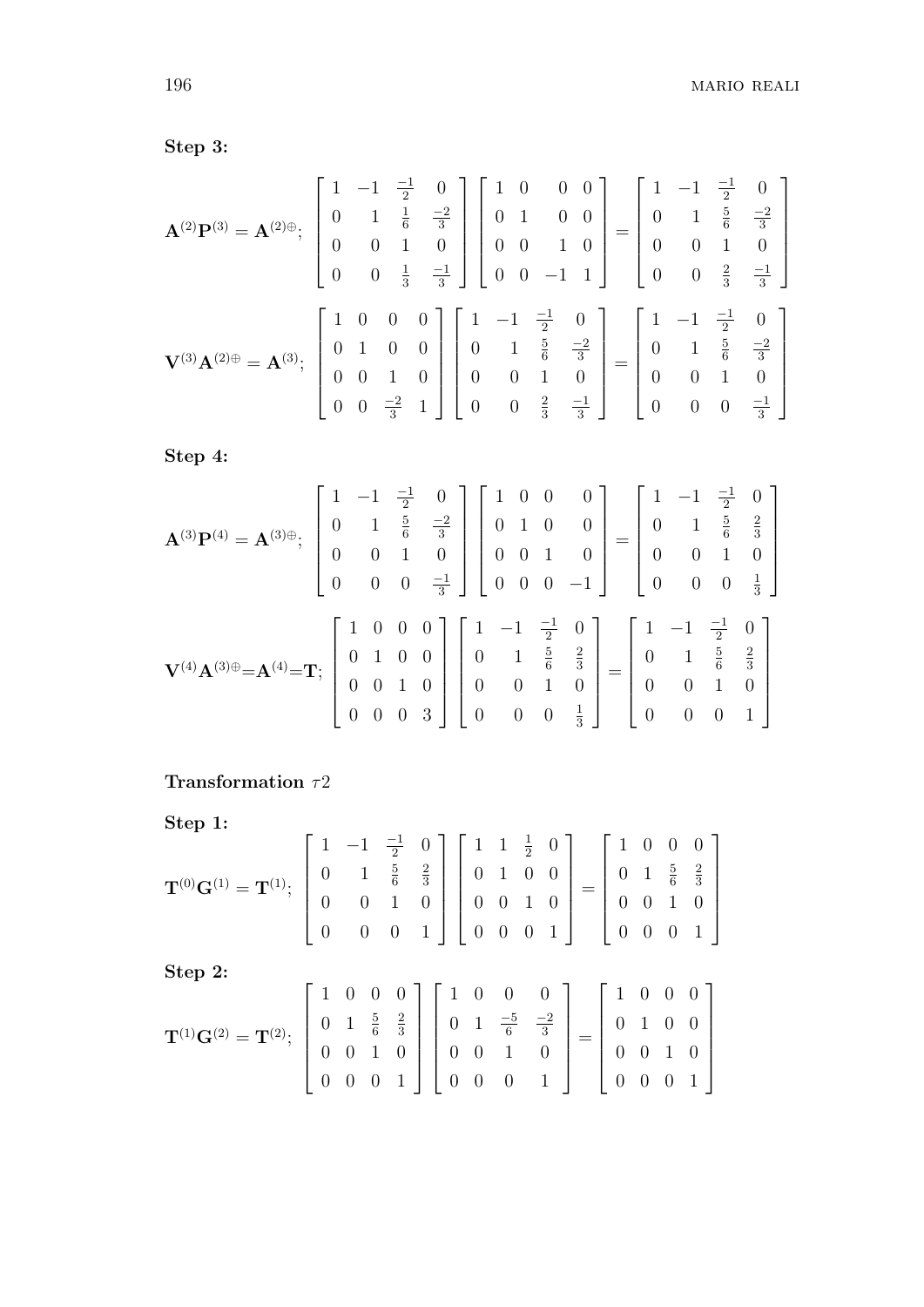**Step 3:**

$$\mathbf{A}^{(2)}\mathbf{P}^{(3)} = \mathbf{A}^{(2)\oplus};\ \begin{bmatrix} 1 & -1 & \frac{-1}{2} & 0 \\ 0 & 1 & \frac{1}{6} & \frac{-2}{3} \\ 0 & 0 & 1 & 0 \\ 0 & 0 & \frac{1}{3} & \frac{-1}{3} \end{bmatrix} \begin{bmatrix} 1 & 0 & 0 & 0 \\ 0 & 1 & 0 & 0 \\ 0 & 0 & 1 & 0 \\ 0 & 0 & -1 & 1 \end{bmatrix} = \begin{bmatrix} 1 & -1 & \frac{-1}{2} & 0 \\ 0 & 1 & \frac{5}{6} & \frac{-2}{3} \\ 0 & 0 & 1 & 0 \\ 0 & 0 & \frac{2}{3} & \frac{-1}{3} \end{bmatrix}$$

$$\mathbf{V}^{(3)}\mathbf{A}^{(2)\oplus} = \mathbf{A}^{(3)};\ \begin{bmatrix} 1 & 0 & 0 & 0 \\ 0 & 1 & 0 & 0 \\ 0 & 0 & 1 & 0 \\ 0 & 0 & \frac{-2}{3} & 1 \end{bmatrix} \begin{bmatrix} 1 & -1 & \frac{-1}{2} & 0 \\ 0 & 1 & \frac{5}{6} & \frac{-2}{3} \\ 0 & 0 & 1 & 0 \\ 0 & 0 & \frac{2}{3} & \frac{-1}{3} \end{bmatrix} = \begin{bmatrix} 1 & -1 & \frac{-1}{2} & 0 \\ 0 & 1 & \frac{5}{6} & \frac{-2}{3} \\ 0 & 0 & 1 & 0 \\ 0 & 0 & 0 & \frac{-1}{3} \end{bmatrix}$$

**Step 4:**

$$\mathbf{A}^{(3)}\mathbf{P}^{(4)} = \mathbf{A}^{(3)\oplus};\ \begin{bmatrix} 1 & -1 & \frac{-1}{2} & 0 \\ 0 & 1 & \frac{5}{6} & \frac{-2}{3} \\ 0 & 0 & 1 & 0 \\ 0 & 0 & 0 & \frac{-1}{3} \end{bmatrix} \begin{bmatrix} 1 & 0 & 0 & 0 \\ 0 & 1 & 0 & 0 \\ 0 & 0 & 1 & 0 \\ 0 & 0 & 0 & -1 \end{bmatrix} = \begin{bmatrix} 1 & -1 & \frac{-1}{2} & 0 \\ 0 & 1 & \frac{5}{6} & \frac{2}{3} \\ 0 & 0 & 1 & 0 \\ 0 & 0 & 0 & \frac{1}{3} \end{bmatrix}$$

$$\mathbf{V}^{(4)}\mathbf{A}^{(3)\oplus} = \mathbf{A}^{(4)} = \mathbf{T};\ \begin{bmatrix} 1 & 0 & 0 & 0 \\ 0 & 1 & 0 & 0 \\ 0 & 0 & 1 & 0 \\ 0 & 0 & 0 & 3 \end{bmatrix} \begin{bmatrix} 1 & -1 & \frac{-1}{2} & 0 \\ 0 & 1 & \frac{5}{6} & \frac{2}{3} \\ 0 & 0 & 1 & 0 \\ 0 & 0 & 0 & \frac{1}{3} \end{bmatrix} = \begin{bmatrix} 1 & -1 & \frac{-1}{2} & 0 \\ 0 & 1 & \frac{5}{6} & \frac{2}{3} \\ 0 & 0 & 1 & 0 \\ 0 & 0 & 0 & 1 \end{bmatrix}$$

**Transformation $\tau 2$**

**Step 1:**

$$\mathbf{T}^{(0)}\mathbf{G}^{(1)} = \mathbf{T}^{(1)};\ \begin{bmatrix} 1 & -1 & \frac{-1}{2} & 0 \\ 0 & 1 & \frac{5}{6} & \frac{2}{3} \\ 0 & 0 & 1 & 0 \\ 0 & 0 & 0 & 1 \end{bmatrix} \begin{bmatrix} 1 & 1 & \frac{1}{2} & 0 \\ 0 & 1 & 0 & 0 \\ 0 & 0 & 1 & 0 \\ 0 & 0 & 0 & 1 \end{bmatrix} = \begin{bmatrix} 1 & 0 & 0 & 0 \\ 0 & 1 & \frac{5}{6} & \frac{2}{3} \\ 0 & 0 & 1 & 0 \\ 0 & 0 & 0 & 1 \end{bmatrix}$$

**Step 2:**

$$\mathbf{T}^{(1)}\mathbf{G}^{(2)} = \mathbf{T}^{(2)};\ \begin{bmatrix} 1 & 0 & 0 & 0 \\ 0 & 1 & \frac{5}{6} & \frac{2}{3} \\ 0 & 0 & 1 & 0 \\ 0 & 0 & 0 & 1 \end{bmatrix} \begin{bmatrix} 1 & 0 & 0 & 0 \\ 0 & 1 & \frac{-5}{6} & \frac{-2}{3} \\ 0 & 0 & 1 & 0 \\ 0 & 0 & 0 & 1 \end{bmatrix} = \begin{bmatrix} 1 & 0 & 0 & 0 \\ 0 & 1 & 0 & 0 \\ 0 & 0 & 1 & 0 \\ 0 & 0 & 0 & 1 \end{bmatrix}$$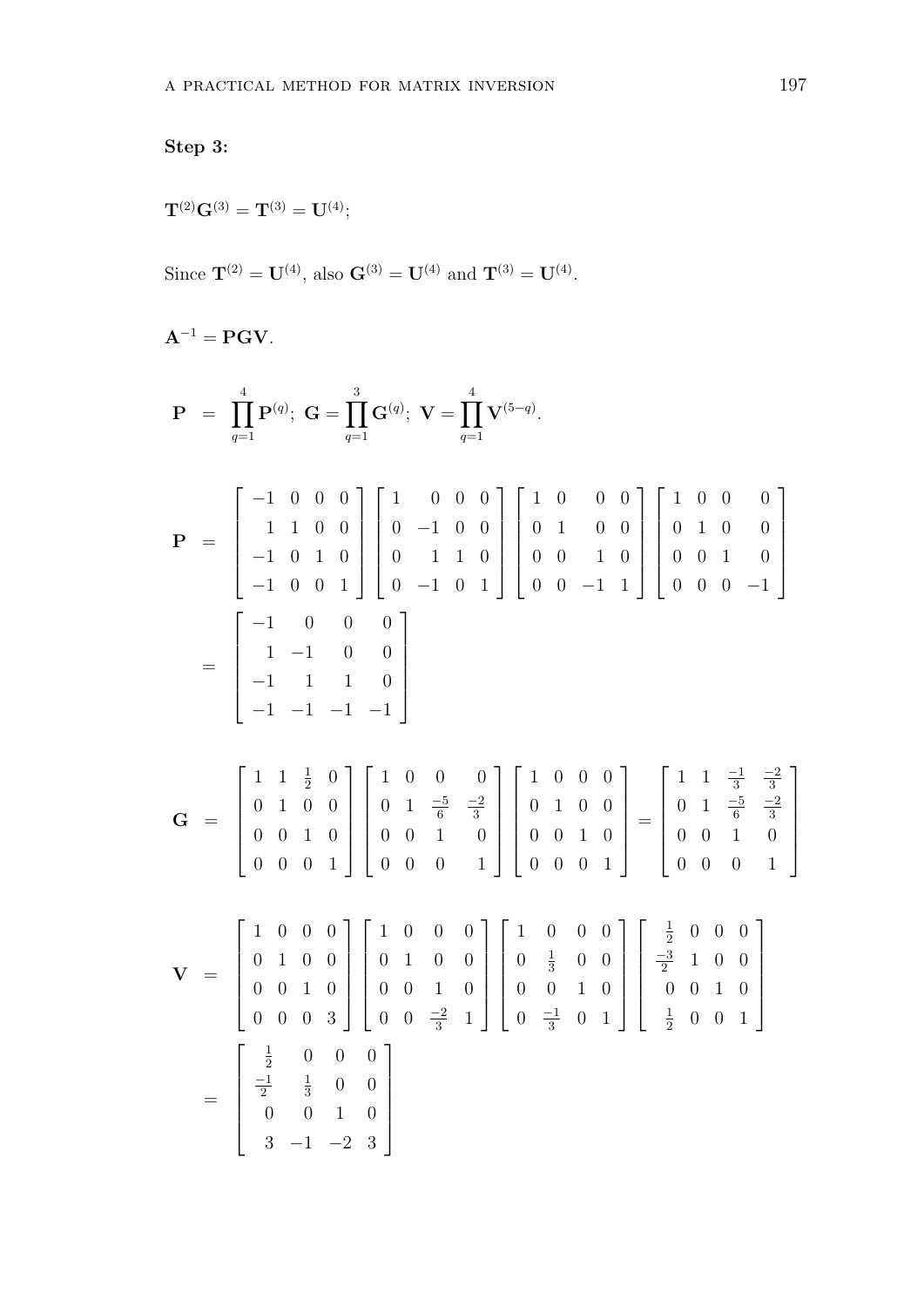**Step 3:**

$\mathbf{T}^{(2)}\mathbf{G}^{(3)} = \mathbf{T}^{(3)} = \mathbf{U}^{(4)}$;

Since $\mathbf{T}^{(2)} = \mathbf{U}^{(4)}$, also $\mathbf{G}^{(3)} = \mathbf{U}^{(4)}$ and $\mathbf{T}^{(3)} = \mathbf{U}^{(4)}$.

$\mathbf{A}^{-1} = \mathbf{PGV}$.

$$\mathbf{P} \;=\; \prod_{q=1}^{4} \mathbf{P}^{(q)};\; \mathbf{G} = \prod_{q=1}^{3} \mathbf{G}^{(q)};\; \mathbf{V} = \prod_{q=1}^{4} \mathbf{V}^{(5-q)}.$$

$$\mathbf{P} \;=\; \begin{bmatrix} -1 & 0 & 0 & 0 \\ 1 & 1 & 0 & 0 \\ -1 & 0 & 1 & 0 \\ -1 & 0 & 0 & 1 \end{bmatrix} \begin{bmatrix} 1 & 0 & 0 & 0 \\ 0 & -1 & 0 & 0 \\ 0 & 1 & 1 & 0 \\ 0 & -1 & 0 & 1 \end{bmatrix} \begin{bmatrix} 1 & 0 & 0 & 0 \\ 0 & 1 & 0 & 0 \\ 0 & 0 & 1 & 0 \\ 0 & 0 & -1 & 1 \end{bmatrix} \begin{bmatrix} 1 & 0 & 0 & 0 \\ 0 & 1 & 0 & 0 \\ 0 & 0 & 1 & 0 \\ 0 & 0 & 0 & -1 \end{bmatrix}$$

$$= \begin{bmatrix} -1 & 0 & 0 & 0 \\ 1 & -1 & 0 & 0 \\ -1 & 1 & 1 & 0 \\ -1 & -1 & -1 & -1 \end{bmatrix}$$

$$\mathbf{G} \;=\; \begin{bmatrix} 1 & 1 & \frac{1}{2} & 0 \\ 0 & 1 & 0 & 0 \\ 0 & 0 & 1 & 0 \\ 0 & 0 & 0 & 1 \end{bmatrix} \begin{bmatrix} 1 & 0 & 0 & 0 \\ 0 & 1 & \frac{-5}{6} & \frac{-2}{3} \\ 0 & 0 & 1 & 0 \\ 0 & 0 & 0 & 1 \end{bmatrix} \begin{bmatrix} 1 & 0 & 0 & 0 \\ 0 & 1 & 0 & 0 \\ 0 & 0 & 1 & 0 \\ 0 & 0 & 0 & 1 \end{bmatrix} = \begin{bmatrix} 1 & 1 & \frac{-1}{3} & \frac{-2}{3} \\ 0 & 1 & \frac{-5}{6} & \frac{-2}{3} \\ 0 & 0 & 1 & 0 \\ 0 & 0 & 0 & 1 \end{bmatrix}$$

$$\mathbf{V} \;=\; \begin{bmatrix} 1 & 0 & 0 & 0 \\ 0 & 1 & 0 & 0 \\ 0 & 0 & 1 & 0 \\ 0 & 0 & 0 & 3 \end{bmatrix} \begin{bmatrix} 1 & 0 & 0 & 0 \\ 0 & 1 & 0 & 0 \\ 0 & 0 & 1 & 0 \\ 0 & 0 & \frac{-2}{3} & 1 \end{bmatrix} \begin{bmatrix} 1 & 0 & 0 & 0 \\ 0 & \frac{1}{3} & 0 & 0 \\ 0 & 0 & 1 & 0 \\ 0 & \frac{-1}{3} & 0 & 1 \end{bmatrix} \begin{bmatrix} \frac{1}{2} & 0 & 0 & 0 \\ \frac{-3}{2} & 1 & 0 & 0 \\ 0 & 0 & 1 & 0 \\ \frac{1}{2} & 0 & 0 & 1 \end{bmatrix}$$

$$= \begin{bmatrix} \frac{1}{2} & 0 & 0 & 0 \\ \frac{-1}{2} & \frac{1}{3} & 0 & 0 \\ 0 & 0 & 1 & 0 \\ 3 & -1 & -2 & 3 \end{bmatrix}$$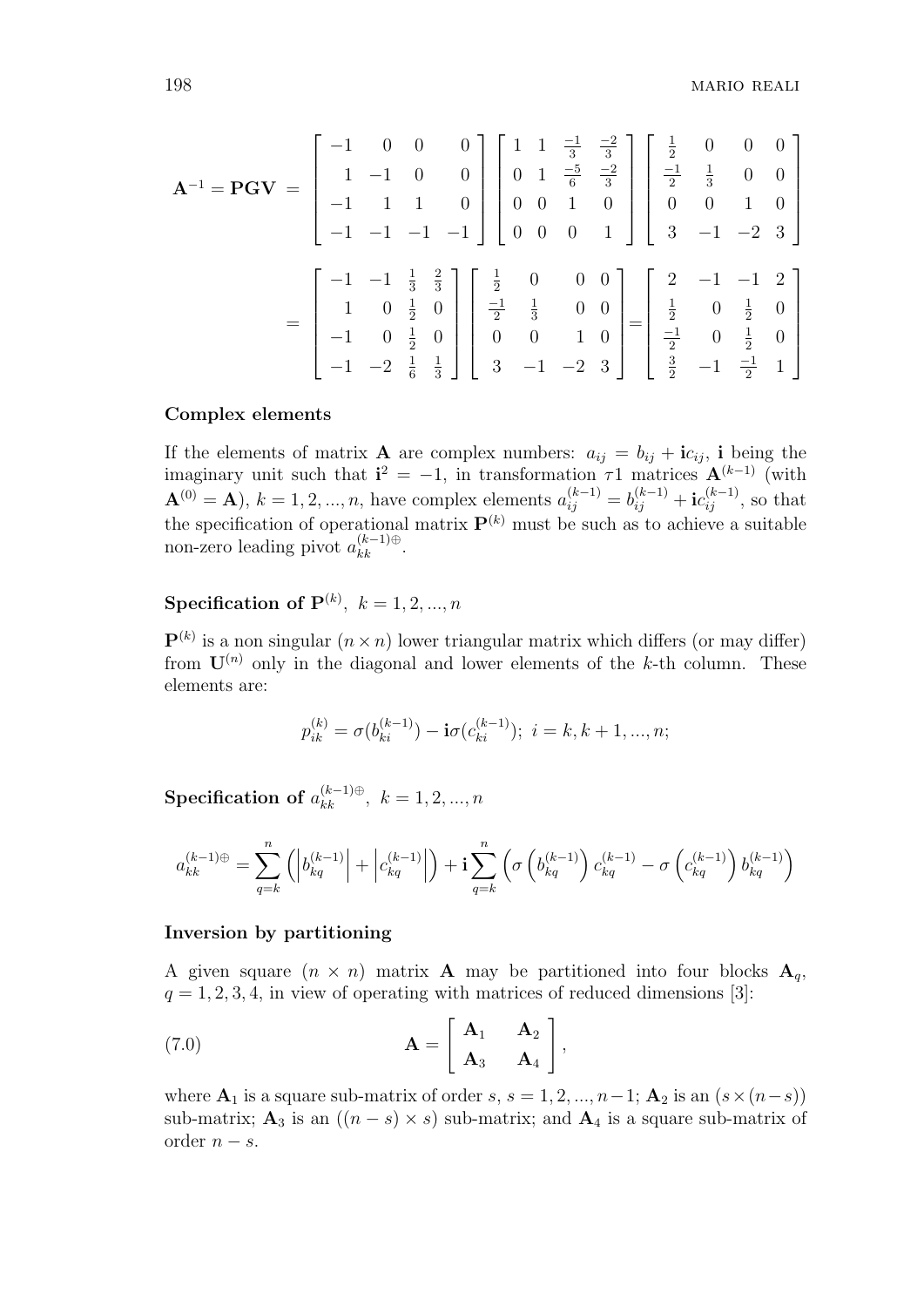$$\mathbf{A}^{-1} = \mathbf{PGV} = \begin{bmatrix} -1 & 0 & 0 & 0 \\ 1 & -1 & 0 & 0 \\ -1 & 1 & 1 & 0 \\ -1 & -1 & -1 & -1 \end{bmatrix} \begin{bmatrix} 1 & 1 & \frac{-1}{3} & \frac{-2}{3} \\ 0 & 1 & \frac{-5}{6} & \frac{-2}{3} \\ 0 & 0 & 1 & 0 \\ 0 & 0 & 0 & 1 \end{bmatrix} \begin{bmatrix} \frac{1}{2} & 0 & 0 & 0 \\ \frac{-1}{2} & \frac{1}{3} & 0 & 0 \\ 0 & 0 & 1 & 0 \\ 3 & -1 & -2 & 3 \end{bmatrix}$$

$$= \begin{bmatrix} -1 & -1 & \frac{1}{3} & \frac{2}{3} \\ 1 & 0 & \frac{1}{2} & 0 \\ -1 & 0 & \frac{1}{2} & 0 \\ -1 & -2 & \frac{1}{6} & \frac{1}{3} \end{bmatrix} \begin{bmatrix} \frac{1}{2} & 0 & 0 & 0 \\ \frac{-1}{2} & \frac{1}{3} & 0 & 0 \\ 0 & 0 & 1 & 0 \\ 3 & -1 & -2 & 3 \end{bmatrix} = \begin{bmatrix} 2 & -1 & -1 & 2 \\ \frac{1}{2} & 0 & \frac{1}{2} & 0 \\ \frac{-1}{2} & 0 & \frac{1}{2} & 0 \\ \frac{3}{2} & -1 & \frac{-1}{2} & 1 \end{bmatrix}$$

**Complex elements**

If the elements of matrix $\mathbf{A}$ are complex numbers: $a_{ij} = b_{ij} + \mathbf{i}c_{ij}$, $\mathbf{i}$ being the imaginary unit such that $\mathbf{i}^2 = -1$, in transformation $\tau 1$ matrices $\mathbf{A}^{(k-1)}$ (with $\mathbf{A}^{(0)} = \mathbf{A}$), $k = 1, 2, ..., n$, have complex elements $a_{ij}^{(k-1)} = b_{ij}^{(k-1)} + \mathbf{i}c_{ij}^{(k-1)}$, so that the specification of operational matrix $\mathbf{P}^{(k)}$ must be such as to achieve a suitable non-zero leading pivot $a_{kk}^{(k-1)\oplus}$.

**Specification of $\mathbf{P}^{(k)}$, $k = 1, 2, ..., n$**

$\mathbf{P}^{(k)}$ is a non singular $(n \times n)$ lower triangular matrix which differs (or may differ) from $\mathbf{U}^{(n)}$ only in the diagonal and lower elements of the $k$-th column. These elements are:

$$p_{ik}^{(k)} = \sigma(b_{ki}^{(k-1)}) - \mathbf{i}\sigma(c_{ki}^{(k-1)});\ i = k, k+1, ..., n;$$

**Specification of $a_{kk}^{(k-1)\oplus}$, $k = 1, 2, ..., n$**

$$a_{kk}^{(k-1)\oplus} = \sum_{q=k}^{n} \left( \left| b_{kq}^{(k-1)} \right| + \left| c_{kq}^{(k-1)} \right| \right) + \mathbf{i} \sum_{q=k}^{n} \left( \sigma\left(b_{kq}^{(k-1)}\right) c_{kq}^{(k-1)} - \sigma\left(c_{kq}^{(k-1)}\right) b_{kq}^{(k-1)} \right)$$

**Inversion by partitioning**

A given square $(n \times n)$ matrix $\mathbf{A}$ may be partitioned into four blocks $\mathbf{A}_q$, $q = 1, 2, 3, 4$, in view of operating with matrices of reduced dimensions [3]:

$$\mathbf{A} = \begin{bmatrix} \mathbf{A}_1 & \mathbf{A}_2 \\ \mathbf{A}_3 & \mathbf{A}_4 \end{bmatrix}, \tag{7.0}$$

where $\mathbf{A}_1$ is a square sub-matrix of order $s$, $s = 1, 2, ..., n-1$; $\mathbf{A}_2$ is an $(s \times (n-s))$ sub-matrix; $\mathbf{A}_3$ is an $((n-s) \times s)$ sub-matrix; and $\mathbf{A}_4$ is a square sub-matrix of order $n - s$.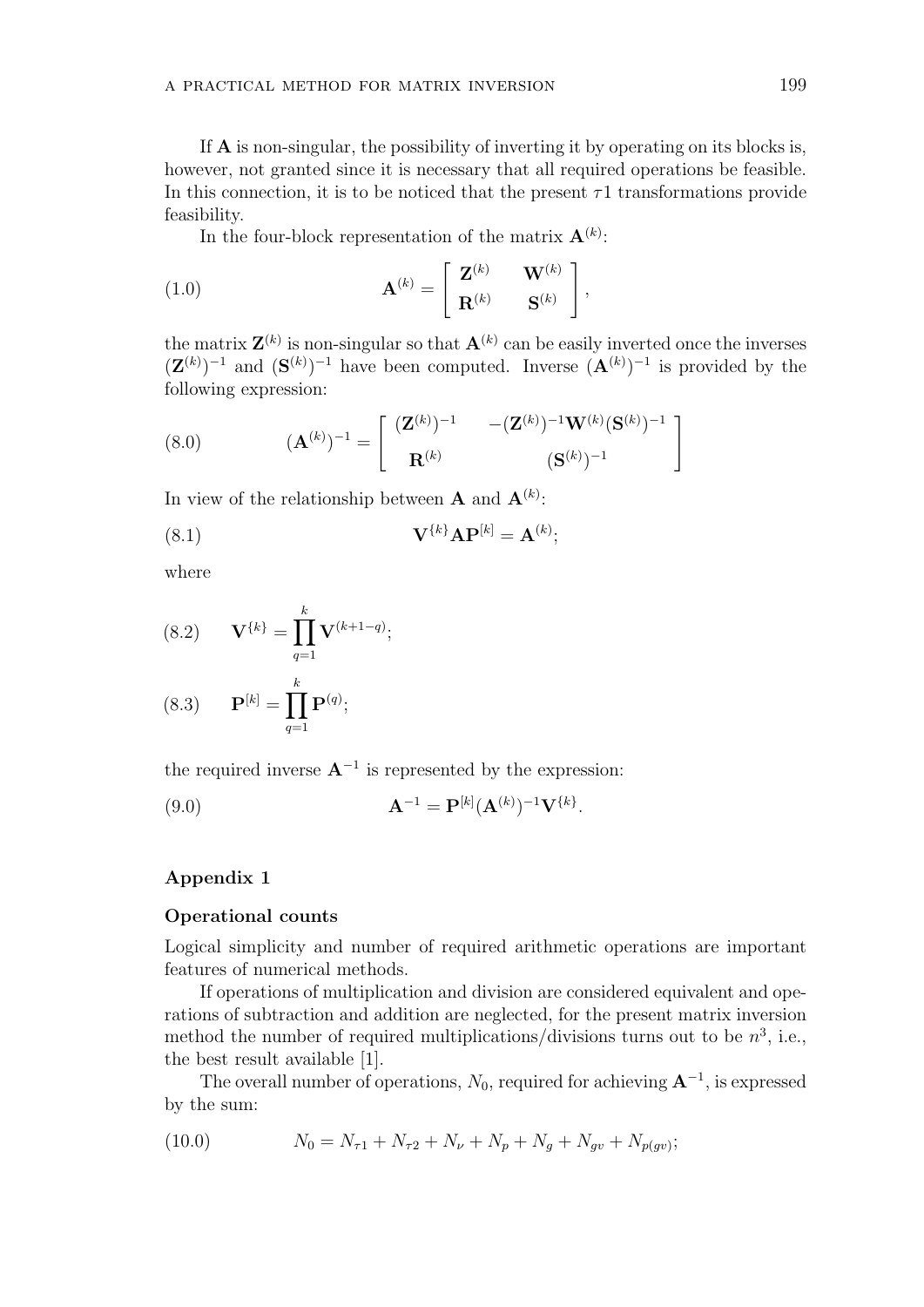If $\mathbf{A}$ is non-singular, the possibility of inverting it by operating on its blocks is, however, not granted since it is necessary that all required operations be feasible. In this connection, it is to be noticed that the present $\tau 1$ transformations provide feasibility.

In the four-block representation of the matrix $\mathbf{A}^{(k)}$:

$$\mathbf{A}^{(k)} = \begin{bmatrix} \mathbf{Z}^{(k)} & \mathbf{W}^{(k)} \\ \mathbf{R}^{(k)} & \mathbf{S}^{(k)} \end{bmatrix}, \tag{1.0}$$

the matrix $\mathbf{Z}^{(k)}$ is non-singular so that $\mathbf{A}^{(k)}$ can be easily inverted once the inverses $(\mathbf{Z}^{(k)})^{-1}$ and $(\mathbf{S}^{(k)})^{-1}$ have been computed. Inverse $(\mathbf{A}^{(k)})^{-1}$ is provided by the following expression:

$$(\mathbf{A}^{(k)})^{-1} = \begin{bmatrix} (\mathbf{Z}^{(k)})^{-1} & -(\mathbf{Z}^{(k)})^{-1}\mathbf{W}^{(k)}(\mathbf{S}^{(k)})^{-1} \\ \mathbf{R}^{(k)} & (\mathbf{S}^{(k)})^{-1} \end{bmatrix} \tag{8.0}$$

In view of the relationship between $\mathbf{A}$ and $\mathbf{A}^{(k)}$:

$$\mathbf{V}^{\{k\}}\mathbf{A}\mathbf{P}^{[k]} = \mathbf{A}^{(k)}; \tag{8.1}$$

where

$$\mathbf{V}^{\{k\}} = \prod_{q=1}^{k} \mathbf{V}^{(k+1-q)}; \tag{8.2}$$

$$\mathbf{P}^{[k]} = \prod_{q=1}^{k} \mathbf{P}^{(q)}; \tag{8.3}$$

the required inverse $\mathbf{A}^{-1}$ is represented by the expression:

$$\mathbf{A}^{-1} = \mathbf{P}^{[k]}(\mathbf{A}^{(k)})^{-1}\mathbf{V}^{\{k\}}. \tag{9.0}$$

## Appendix 1

### Operational counts

Logical simplicity and number of required arithmetic operations are important features of numerical methods.

If operations of multiplication and division are considered equivalent and operations of subtraction and addition are neglected, for the present matrix inversion method the number of required multiplications/divisions turns out to be $n^3$, i.e., the best result available [1].

The overall number of operations, $N_0$, required for achieving $\mathbf{A}^{-1}$, is expressed by the sum:

$$N_0 = N_{\tau 1} + N_{\tau 2} + N_{\nu} + N_p + N_g + N_{gv} + N_{p(gv)}; \tag{10.0}$$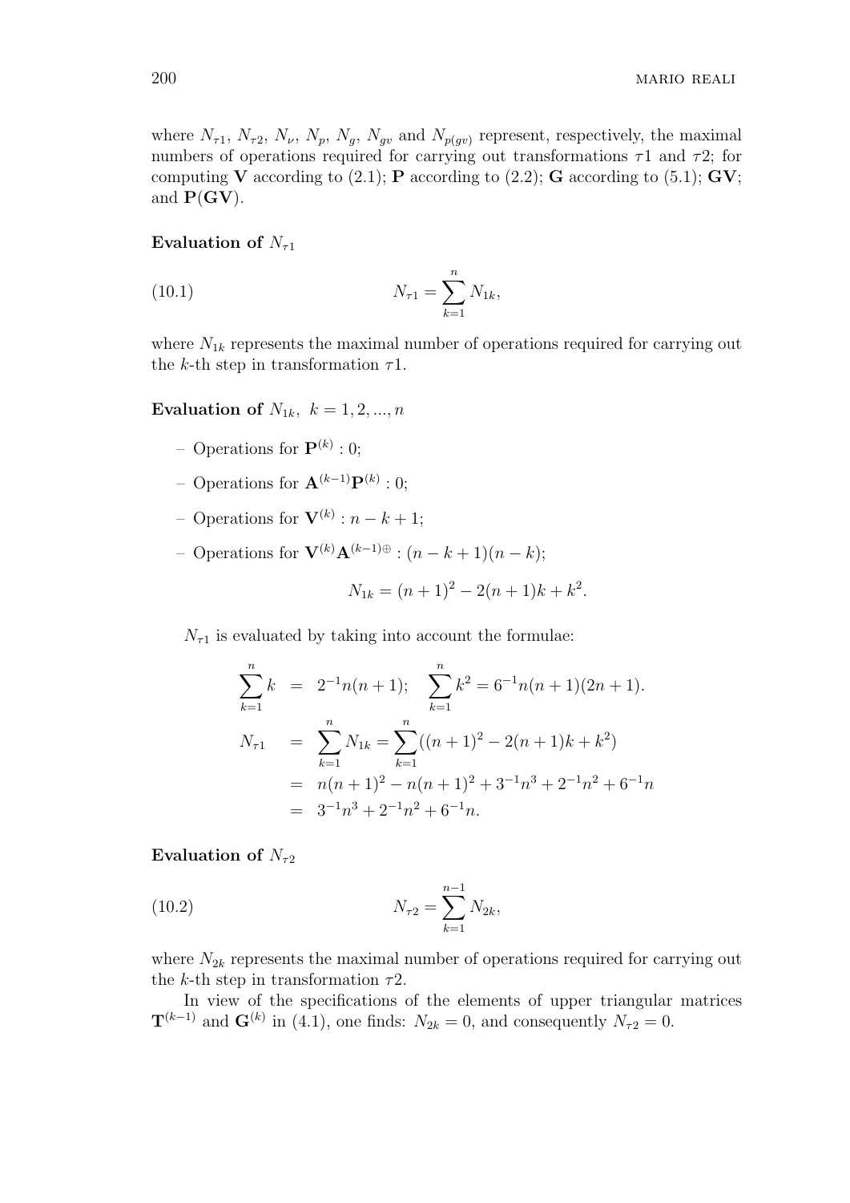where $N_{\tau 1}$, $N_{\tau 2}$, $N_{\nu}$, $N_p$, $N_g$, $N_{gv}$ and $N_{p(gv)}$ represent, respectively, the maximal numbers of operations required for carrying out transformations $\tau 1$ and $\tau 2$; for computing $\mathbf{V}$ according to (2.1); $\mathbf{P}$ according to (2.2); $\mathbf{G}$ according to (5.1); $\mathbf{GV}$; and $\mathbf{P}(\mathbf{GV})$.

**Evaluation of** $N_{\tau 1}$

$$N_{\tau 1} = \sum_{k=1}^{n} N_{1k}, \tag{10.1}$$

where $N_{1k}$ represents the maximal number of operations required for carrying out the $k$-th step in transformation $\tau 1$.

**Evaluation of** $N_{1k},\ k = 1, 2, ..., n$

- Operations for $\mathbf{P}^{(k)} : 0$;
- Operations for $\mathbf{A}^{(k-1)}\mathbf{P}^{(k)} : 0$;
- Operations for $\mathbf{V}^{(k)} : n - k + 1$;
- Operations for $\mathbf{V}^{(k)}\mathbf{A}^{(k-1)\oplus} : (n - k + 1)(n - k)$;

$$N_{1k} = (n + 1)^2 - 2(n + 1)k + k^2.$$

$N_{\tau 1}$ is evaluated by taking into account the formulae:

$$\begin{aligned}
\sum_{k=1}^{n} k &= 2^{-1}n(n+1); \quad \sum_{k=1}^{n} k^2 = 6^{-1}n(n+1)(2n+1). \\
N_{\tau 1} &= \sum_{k=1}^{n} N_{1k} = \sum_{k=1}^{n} ((n+1)^2 - 2(n+1)k + k^2) \\
&= n(n+1)^2 - n(n+1)^2 + 3^{-1}n^3 + 2^{-1}n^2 + 6^{-1}n \\
&= 3^{-1}n^3 + 2^{-1}n^2 + 6^{-1}n.
\end{aligned}$$

**Evaluation of** $N_{\tau 2}$

$$N_{\tau 2} = \sum_{k=1}^{n-1} N_{2k}, \tag{10.2}$$

where $N_{2k}$ represents the maximal number of operations required for carrying out the $k$-th step in transformation $\tau 2$.

In view of the specifications of the elements of upper triangular matrices $\mathbf{T}^{(k-1)}$ and $\mathbf{G}^{(k)}$ in (4.1), one finds: $N_{2k} = 0$, and consequently $N_{\tau 2} = 0$.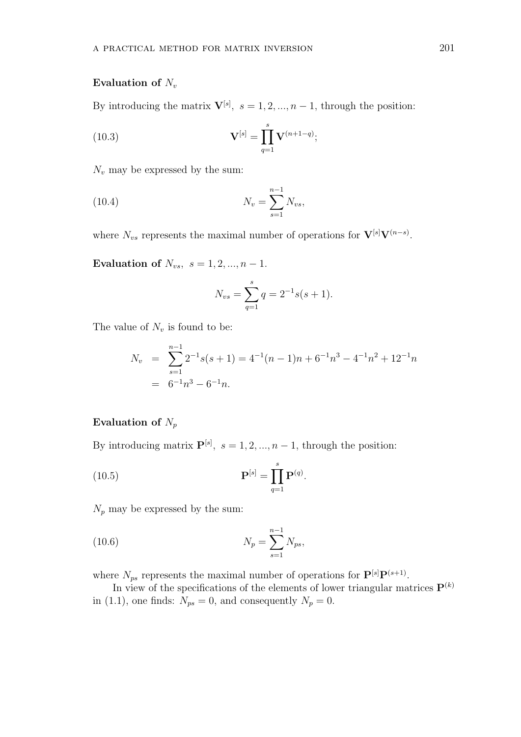**Evaluation of $N_v$**

By introducing the matrix $\mathbf{V}^{[s]},\ s = 1, 2, ..., n-1$, through the position:

$$\mathbf{V}^{[s]} = \prod_{q=1}^{s} \mathbf{V}^{(n+1-q)}; \tag{10.3}$$

$N_v$ may be expressed by the sum:

$$N_v = \sum_{s=1}^{n-1} N_{vs}, \tag{10.4}$$

where $N_{vs}$ represents the maximal number of operations for $\mathbf{V}^{[s]}\mathbf{V}^{(n-s)}$.

**Evaluation of $N_{vs},\ s = 1, 2, ..., n-1$.**

$$N_{vs} = \sum_{q=1}^{s} q = 2^{-1}s(s+1).$$

The value of $N_v$ is found to be:

$$\begin{aligned} N_v &= \sum_{s=1}^{n-1} 2^{-1}s(s+1) = 4^{-1}(n-1)n + 6^{-1}n^3 - 4^{-1}n^2 + 12^{-1}n \\ &= 6^{-1}n^3 - 6^{-1}n. \end{aligned}$$

**Evaluation of $N_p$**

By introducing matrix $\mathbf{P}^{[s]},\ s = 1, 2, ..., n-1$, through the position:

$$\mathbf{P}^{[s]} = \prod_{q=1}^{s} \mathbf{P}^{(q)}. \tag{10.5}$$

$N_p$ may be expressed by the sum:

$$N_p = \sum_{s=1}^{n-1} N_{ps}, \tag{10.6}$$

where $N_{ps}$ represents the maximal number of operations for $\mathbf{P}^{[s]}\mathbf{P}^{(s+1)}$.

In view of the specifications of the elements of lower triangular matrices $\mathbf{P}^{(k)}$ in (1.1), one finds: $N_{ps} = 0$, and consequently $N_p = 0$.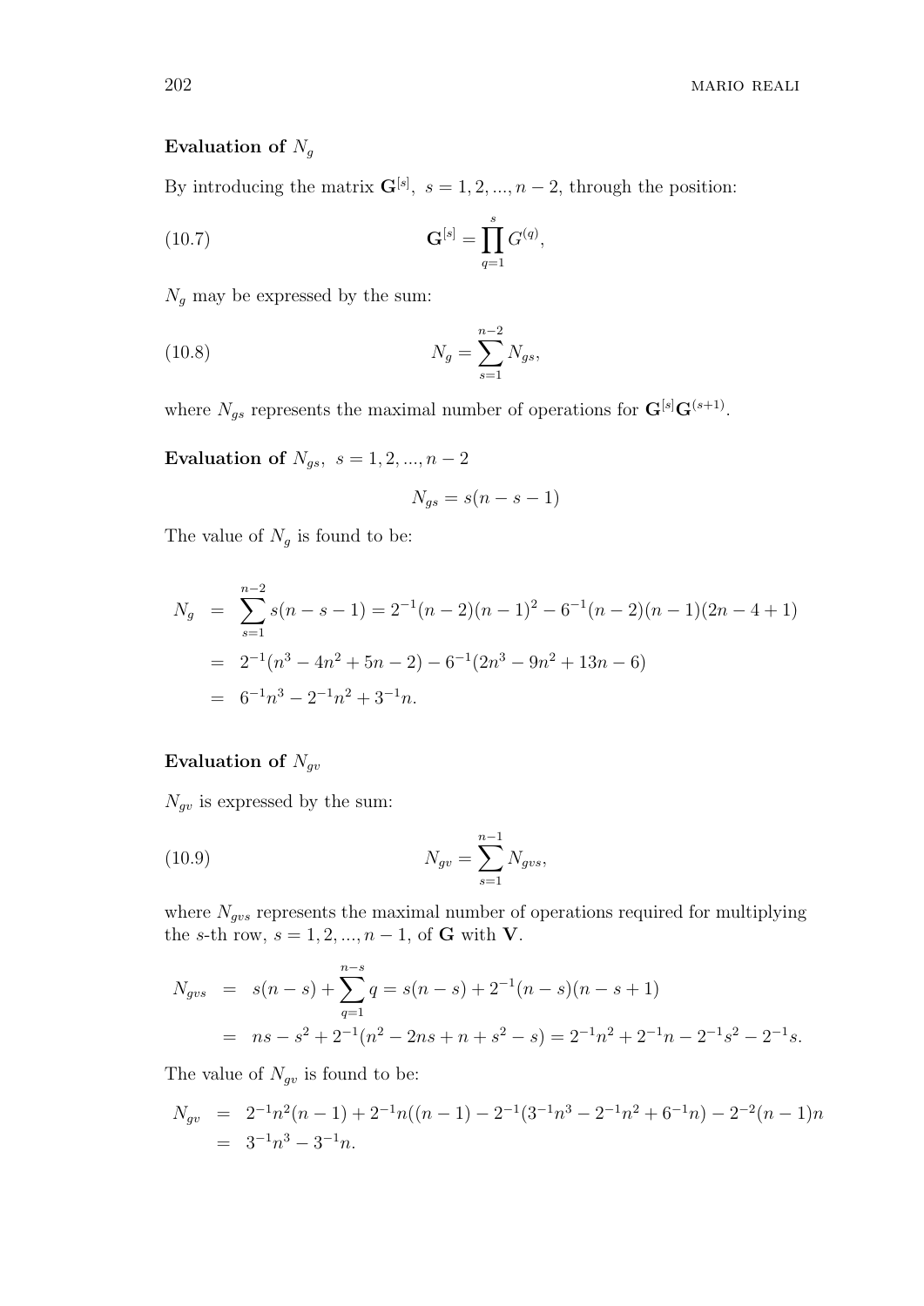**Evaluation of $N_g$**

By introducing the matrix $\mathbf{G}^{[s]},\ s = 1, 2, ..., n-2$, through the position:

$$\mathbf{G}^{[s]} = \prod_{q=1}^{s} G^{(q)}, \tag{10.7}$$

$N_g$ may be expressed by the sum:

$$N_g = \sum_{s=1}^{n-2} N_{gs}, \tag{10.8}$$

where $N_{gs}$ represents the maximal number of operations for $\mathbf{G}^{[s]}\mathbf{G}^{(s+1)}$.

**Evaluation of $N_{gs},\ s = 1, 2, ..., n-2$**

$$N_{gs} = s(n - s - 1)$$

The value of $N_g$ is found to be:

$$\begin{aligned}
N_g &= \sum_{s=1}^{n-2} s(n-s-1) = 2^{-1}(n-2)(n-1)^2 - 6^{-1}(n-2)(n-1)(2n-4+1) \\
&= 2^{-1}(n^3 - 4n^2 + 5n - 2) - 6^{-1}(2n^3 - 9n^2 + 13n - 6) \\
&= 6^{-1}n^3 - 2^{-1}n^2 + 3^{-1}n.
\end{aligned}$$

**Evaluation of $N_{gv}$**

$N_{gv}$ is expressed by the sum:

$$N_{gv} = \sum_{s=1}^{n-1} N_{gvs}, \tag{10.9}$$

where $N_{gvs}$ represents the maximal number of operations required for multiplying the $s$-th row, $s = 1, 2, ..., n-1$, of $\mathbf{G}$ with $\mathbf{V}$.

$$\begin{aligned}
N_{gvs} &= s(n-s) + \sum_{q=1}^{n-s} q = s(n-s) + 2^{-1}(n-s)(n-s+1) \\
&= ns - s^2 + 2^{-1}(n^2 - 2ns + n + s^2 - s) = 2^{-1}n^2 + 2^{-1}n - 2^{-1}s^2 - 2^{-1}s.
\end{aligned}$$

The value of $N_{gv}$ is found to be:

$$\begin{aligned}
N_{gv} &= 2^{-1}n^2(n-1) + 2^{-1}n((n-1) - 2^{-1}(3^{-1}n^3 - 2^{-1}n^2 + 6^{-1}n) - 2^{-2}(n-1)n \\
&= 3^{-1}n^3 - 3^{-1}n.
\end{aligned}$$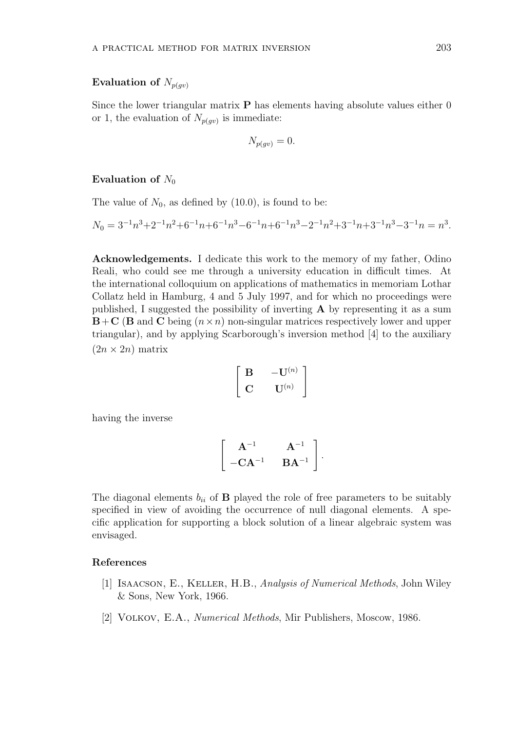### Evaluation of $N_{p(gv)}$

Since the lower triangular matrix $\mathbf{P}$ has elements having absolute values either 0 or 1, the evaluation of $N_{p(gv)}$ is immediate:

$$N_{p(gv)} = 0.$$

### Evaluation of $N_0$

The value of $N_0$, as defined by (10.0), is found to be:

$$N_0 = 3^{-1}n^3+2^{-1}n^2+6^{-1}n+6^{-1}n^3-6^{-1}n+6^{-1}n^3-2^{-1}n^2+3^{-1}n+3^{-1}n^3-3^{-1}n = n^3.$$

**Acknowledgements.** I dedicate this work to the memory of my father, Odino Reali, who could see me through a university education in difficult times. At the international colloquium on applications of mathematics in memoriam Lothar Collatz held in Hamburg, 4 and 5 July 1997, and for which no proceedings were published, I suggested the possibility of inverting $\mathbf{A}$ by representing it as a sum $\mathbf{B}+\mathbf{C}$ ($\mathbf{B}$ and $\mathbf{C}$ being $(n \times n)$ non-singular matrices respectively lower and upper triangular), and by applying Scarborough's inversion method [4] to the auxiliary $(2n \times 2n)$ matrix

$$\begin{bmatrix} \mathbf{B} & -\mathbf{U}^{(n)} \\ \mathbf{C} & \mathbf{U}^{(n)} \end{bmatrix}$$

having the inverse

$$\begin{bmatrix} \mathbf{A}^{-1} & \mathbf{A}^{-1} \\ -\mathbf{C}\mathbf{A}^{-1} & \mathbf{B}\mathbf{A}^{-1} \end{bmatrix}.$$

The diagonal elements $b_{ii}$ of $\mathbf{B}$ played the role of free parameters to be suitably specified in view of avoiding the occurrence of null diagonal elements. A specific application for supporting a block solution of a linear algebraic system was envisaged.

### References

[1] Isaacson, E., Keller, H.B., *Analysis of Numerical Methods*, John Wiley & Sons, New York, 1966.

[2] Volkov, E.A., *Numerical Methods*, Mir Publishers, Moscow, 1986.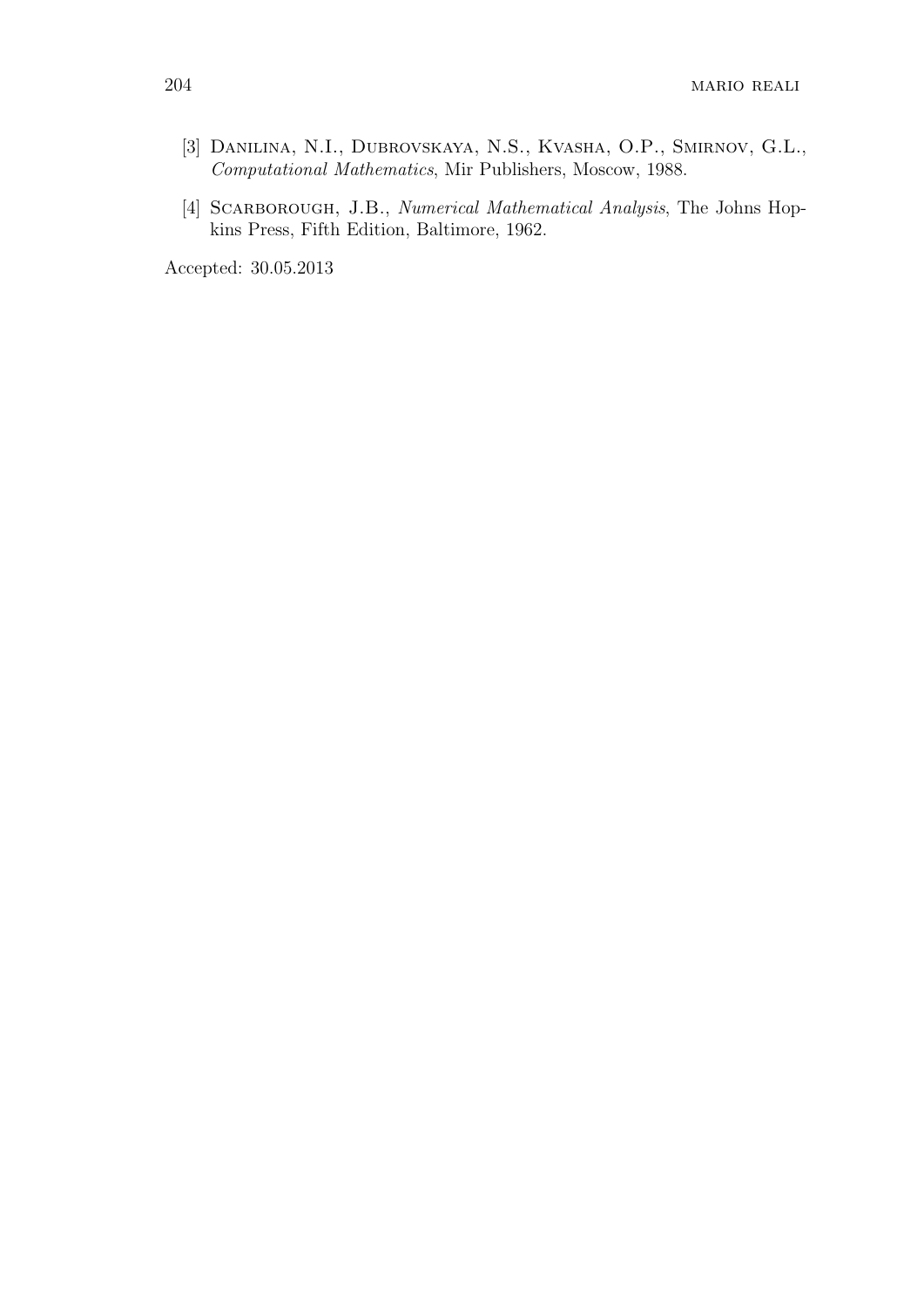[3] Danilina, N.I., Dubrovskaya, N.S., Kvasha, O.P., Smirnov, G.L., *Computational Mathematics*, Mir Publishers, Moscow, 1988.

[4] Scarborough, J.B., *Numerical Mathematical Analysis*, The Johns Hopkins Press, Fifth Edition, Baltimore, 1962.

Accepted: 30.05.2013